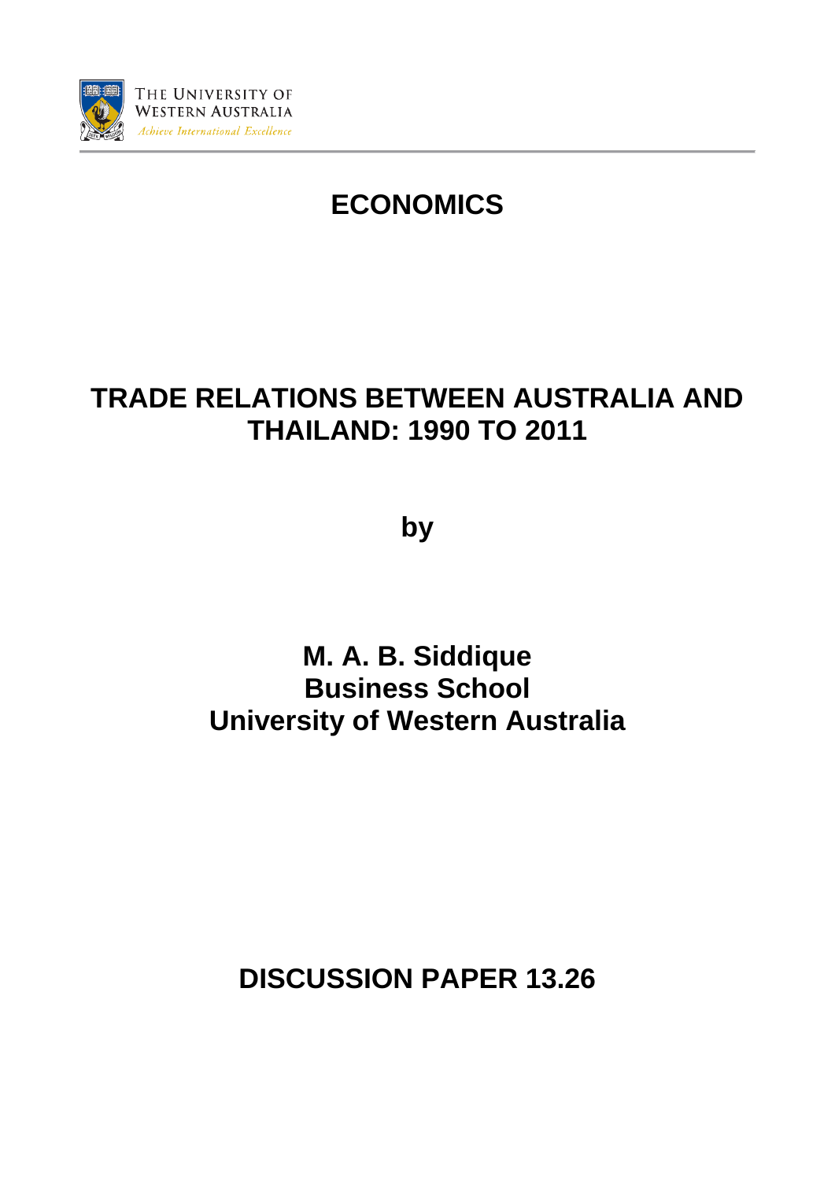THE UNIVERSITY OF WESTERN AUSTRALIA
*Achieve International Excellence*

# ECONOMICS

# TRADE RELATIONS BETWEEN AUSTRALIA AND THAILAND: 1990 TO 2011

**by**

**M. A. B. Siddique**
**Business School**
**University of Western Australia**

**DISCUSSION PAPER 13.26**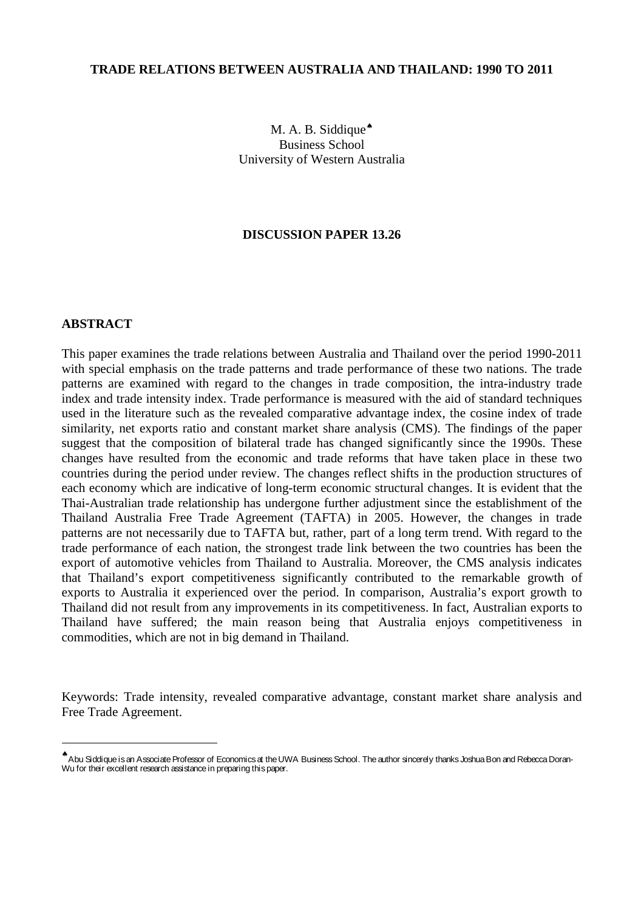**TRADE RELATIONS BETWEEN AUSTRALIA AND THAILAND: 1990 TO 2011**

M. A. B. Siddique[♠]
Business School
University of Western Australia

**DISCUSSION PAPER 13.26**

## ABSTRACT

This paper examines the trade relations between Australia and Thailand over the period 1990-2011 with special emphasis on the trade patterns and trade performance of these two nations. The trade patterns are examined with regard to the changes in trade composition, the intra-industry trade index and trade intensity index. Trade performance is measured with the aid of standard techniques used in the literature such as the revealed comparative advantage index, the cosine index of trade similarity, net exports ratio and constant market share analysis (CMS). The findings of the paper suggest that the composition of bilateral trade has changed significantly since the 1990s. These changes have resulted from the economic and trade reforms that have taken place in these two countries during the period under review. The changes reflect shifts in the production structures of each economy which are indicative of long-term economic structural changes. It is evident that the Thai-Australian trade relationship has undergone further adjustment since the establishment of the Thailand Australia Free Trade Agreement (TAFTA) in 2005. However, the changes in trade patterns are not necessarily due to TAFTA but, rather, part of a long term trend. With regard to the trade performance of each nation, the strongest trade link between the two countries has been the export of automotive vehicles from Thailand to Australia. Moreover, the CMS analysis indicates that Thailand's export competitiveness significantly contributed to the remarkable growth of exports to Australia it experienced over the period. In comparison, Australia's export growth to Thailand did not result from any improvements in its competitiveness. In fact, Australian exports to Thailand have suffered; the main reason being that Australia enjoys competitiveness in commodities, which are not in big demand in Thailand.

Keywords: Trade intensity, revealed comparative advantage, constant market share analysis and Free Trade Agreement.

---

[♠] Abu Siddique is an Associate Professor of Economics at the UWA Business School. The author sincerely thanks Joshua Bon and Rebecca Doran-Wu for their excellent research assistance in preparing this paper.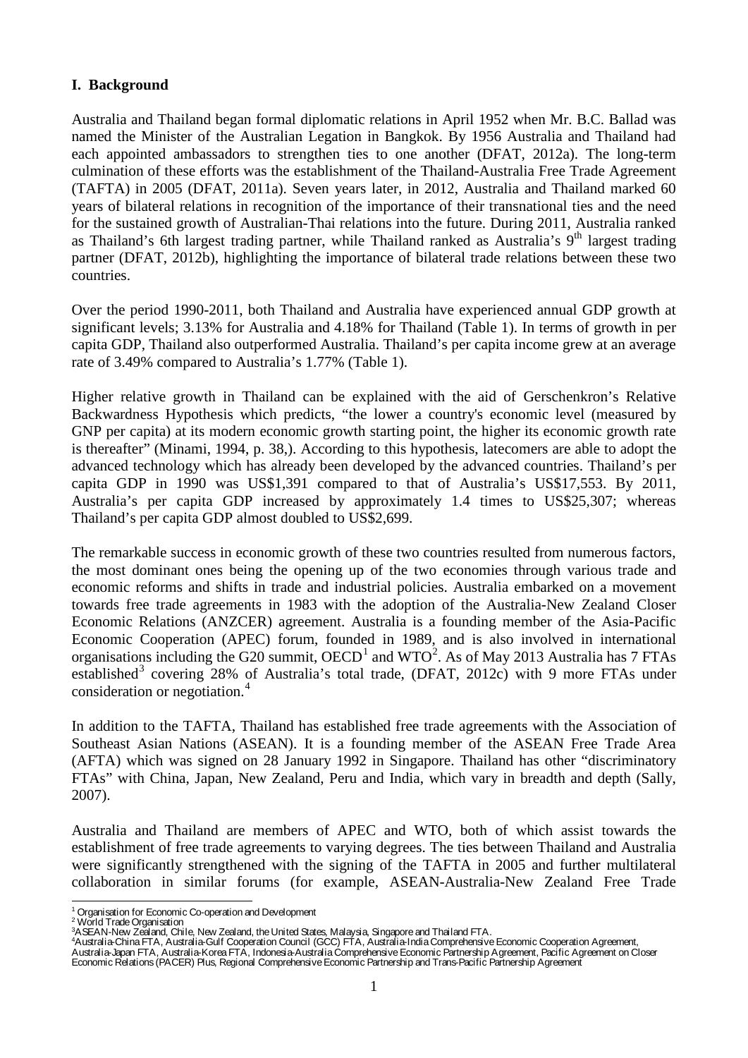## I. Background

Australia and Thailand began formal diplomatic relations in April 1952 when Mr. B.C. Ballad was named the Minister of the Australian Legation in Bangkok. By 1956 Australia and Thailand had each appointed ambassadors to strengthen ties to one another (DFAT, 2012a). The long-term culmination of these efforts was the establishment of the Thailand-Australia Free Trade Agreement (TAFTA) in 2005 (DFAT, 2011a). Seven years later, in 2012, Australia and Thailand marked 60 years of bilateral relations in recognition of the importance of their transnational ties and the need for the sustained growth of Australian-Thai relations into the future. During 2011, Australia ranked as Thailand's 6th largest trading partner, while Thailand ranked as Australia's 9th largest trading partner (DFAT, 2012b), highlighting the importance of bilateral trade relations between these two countries.

Over the period 1990-2011, both Thailand and Australia have experienced annual GDP growth at significant levels; 3.13% for Australia and 4.18% for Thailand (Table 1). In terms of growth in per capita GDP, Thailand also outperformed Australia. Thailand's per capita income grew at an average rate of 3.49% compared to Australia's 1.77% (Table 1).

Higher relative growth in Thailand can be explained with the aid of Gerschenkron's Relative Backwardness Hypothesis which predicts, "the lower a country's economic level (measured by GNP per capita) at its modern economic growth starting point, the higher its economic growth rate is thereafter" (Minami, 1994, p. 38,). According to this hypothesis, latecomers are able to adopt the advanced technology which has already been developed by the advanced countries. Thailand's per capita GDP in 1990 was US$1,391 compared to that of Australia's US$17,553. By 2011, Australia's per capita GDP increased by approximately 1.4 times to US$25,307; whereas Thailand's per capita GDP almost doubled to US$2,699.

The remarkable success in economic growth of these two countries resulted from numerous factors, the most dominant ones being the opening up of the two economies through various trade and economic reforms and shifts in trade and industrial policies. Australia embarked on a movement towards free trade agreements in 1983 with the adoption of the Australia-New Zealand Closer Economic Relations (ANZCER) agreement. Australia is a founding member of the Asia-Pacific Economic Cooperation (APEC) forum, founded in 1989, and is also involved in international organisations including the G20 summit, OECD[1] and WTO[2]. As of May 2013 Australia has 7 FTAs established[3] covering 28% of Australia's total trade, (DFAT, 2012c) with 9 more FTAs under consideration or negotiation.[4]

In addition to the TAFTA, Thailand has established free trade agreements with the Association of Southeast Asian Nations (ASEAN). It is a founding member of the ASEAN Free Trade Area (AFTA) which was signed on 28 January 1992 in Singapore. Thailand has other "discriminatory FTAs" with China, Japan, New Zealand, Peru and India, which vary in breadth and depth (Sally, 2007).

Australia and Thailand are members of APEC and WTO, both of which assist towards the establishment of free trade agreements to varying degrees. The ties between Thailand and Australia were significantly strengthened with the signing of the TAFTA in 2005 and further multilateral collaboration in similar forums (for example, ASEAN-Australia-New Zealand Free Trade

[1] Organisation for Economic Co-operation and Development
[2] World Trade Organisation
[3] ASEAN-New Zealand, Chile, New Zealand, the United States, Malaysia, Singapore and Thailand FTA.
[4] Australia-China FTA, Australia-Gulf Cooperation Council (GCC) FTA, Australia-India Comprehensive Economic Cooperation Agreement, Australia-Japan FTA, Australia-Korea FTA, Indonesia-Australia Comprehensive Economic Partnership Agreement, Pacific Agreement on Closer Economic Relations (PACER) Plus, Regional Comprehensive Economic Partnership and Trans-Pacific Partnership Agreement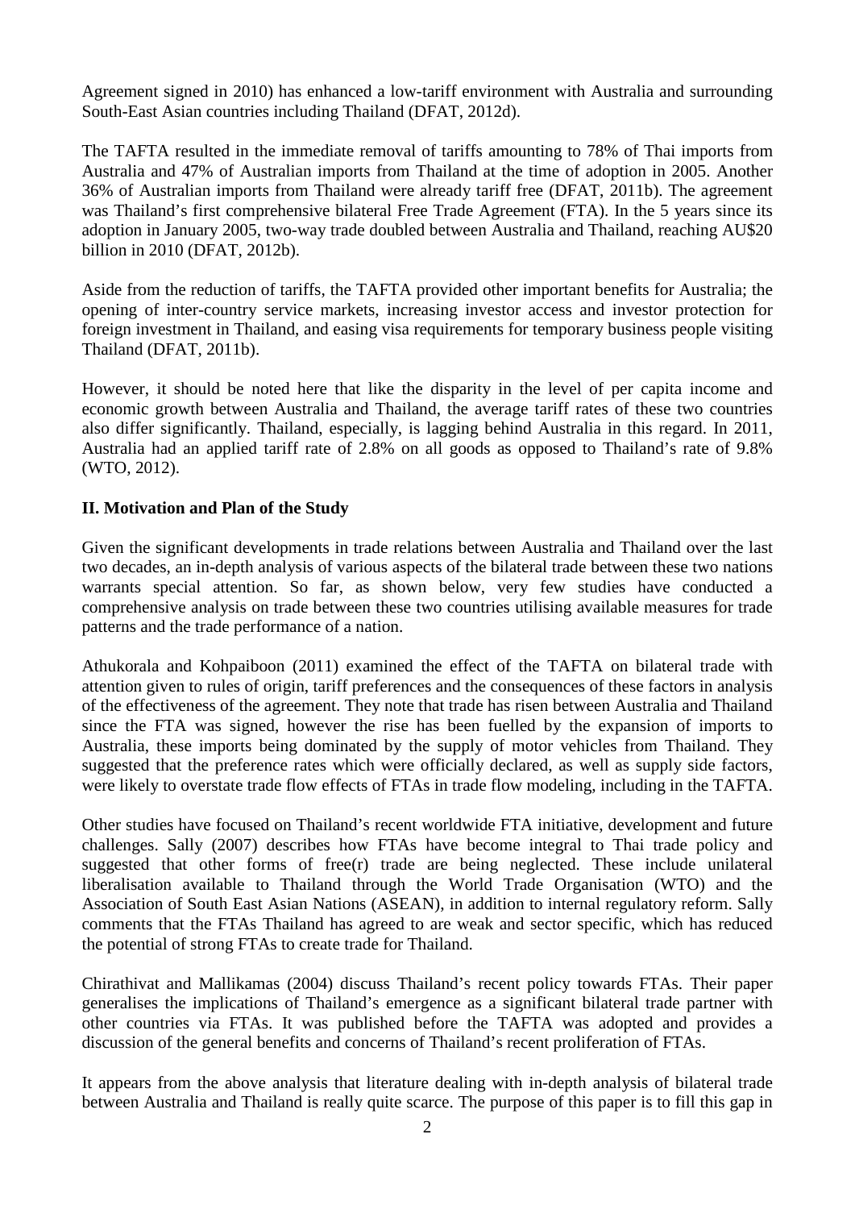Agreement signed in 2010) has enhanced a low-tariff environment with Australia and surrounding South-East Asian countries including Thailand (DFAT, 2012d).

The TAFTA resulted in the immediate removal of tariffs amounting to 78% of Thai imports from Australia and 47% of Australian imports from Thailand at the time of adoption in 2005. Another 36% of Australian imports from Thailand were already tariff free (DFAT, 2011b). The agreement was Thailand's first comprehensive bilateral Free Trade Agreement (FTA). In the 5 years since its adoption in January 2005, two-way trade doubled between Australia and Thailand, reaching AU$20 billion in 2010 (DFAT, 2012b).

Aside from the reduction of tariffs, the TAFTA provided other important benefits for Australia; the opening of inter-country service markets, increasing investor access and investor protection for foreign investment in Thailand, and easing visa requirements for temporary business people visiting Thailand (DFAT, 2011b).

However, it should be noted here that like the disparity in the level of per capita income and economic growth between Australia and Thailand, the average tariff rates of these two countries also differ significantly. Thailand, especially, is lagging behind Australia in this regard. In 2011, Australia had an applied tariff rate of 2.8% on all goods as opposed to Thailand's rate of 9.8% (WTO, 2012).

## II. Motivation and Plan of the Study

Given the significant developments in trade relations between Australia and Thailand over the last two decades, an in-depth analysis of various aspects of the bilateral trade between these two nations warrants special attention. So far, as shown below, very few studies have conducted a comprehensive analysis on trade between these two countries utilising available measures for trade patterns and the trade performance of a nation.

Athukorala and Kohpaiboon (2011) examined the effect of the TAFTA on bilateral trade with attention given to rules of origin, tariff preferences and the consequences of these factors in analysis of the effectiveness of the agreement. They note that trade has risen between Australia and Thailand since the FTA was signed, however the rise has been fuelled by the expansion of imports to Australia, these imports being dominated by the supply of motor vehicles from Thailand. They suggested that the preference rates which were officially declared, as well as supply side factors, were likely to overstate trade flow effects of FTAs in trade flow modeling, including in the TAFTA.

Other studies have focused on Thailand's recent worldwide FTA initiative, development and future challenges. Sally (2007) describes how FTAs have become integral to Thai trade policy and suggested that other forms of free(r) trade are being neglected. These include unilateral liberalisation available to Thailand through the World Trade Organisation (WTO) and the Association of South East Asian Nations (ASEAN), in addition to internal regulatory reform. Sally comments that the FTAs Thailand has agreed to are weak and sector specific, which has reduced the potential of strong FTAs to create trade for Thailand.

Chirathivat and Mallikamas (2004) discuss Thailand's recent policy towards FTAs. Their paper generalises the implications of Thailand's emergence as a significant bilateral trade partner with other countries via FTAs. It was published before the TAFTA was adopted and provides a discussion of the general benefits and concerns of Thailand's recent proliferation of FTAs.

It appears from the above analysis that literature dealing with in-depth analysis of bilateral trade between Australia and Thailand is really quite scarce. The purpose of this paper is to fill this gap in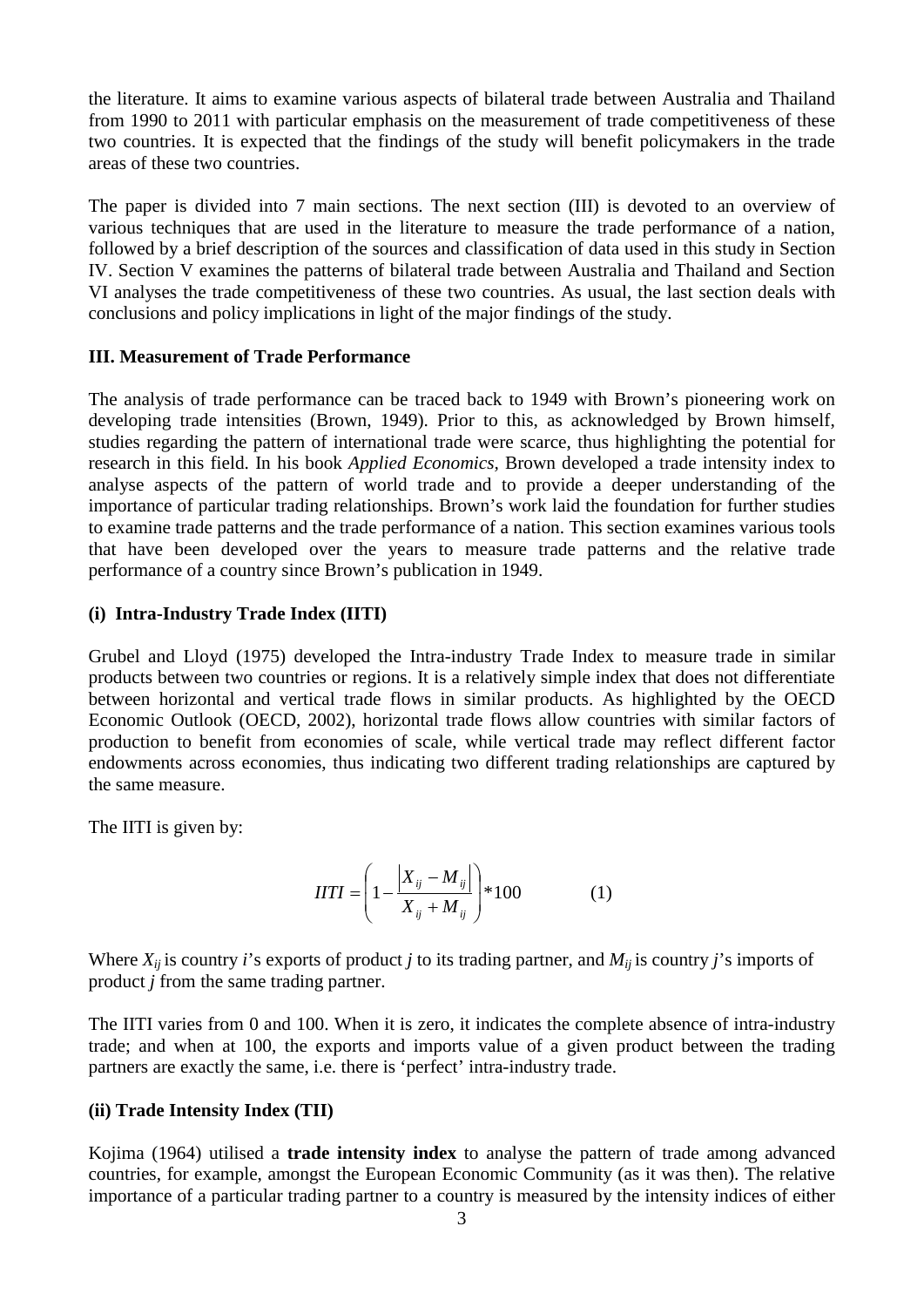the literature. It aims to examine various aspects of bilateral trade between Australia and Thailand from 1990 to 2011 with particular emphasis on the measurement of trade competitiveness of these two countries. It is expected that the findings of the study will benefit policymakers in the trade areas of these two countries.

The paper is divided into 7 main sections. The next section (III) is devoted to an overview of various techniques that are used in the literature to measure the trade performance of a nation, followed by a brief description of the sources and classification of data used in this study in Section IV. Section V examines the patterns of bilateral trade between Australia and Thailand and Section VI analyses the trade competitiveness of these two countries. As usual, the last section deals with conclusions and policy implications in light of the major findings of the study.

## III. Measurement of Trade Performance

The analysis of trade performance can be traced back to 1949 with Brown's pioneering work on developing trade intensities (Brown, 1949). Prior to this, as acknowledged by Brown himself, studies regarding the pattern of international trade were scarce, thus highlighting the potential for research in this field. In his book *Applied Economics*, Brown developed a trade intensity index to analyse aspects of the pattern of world trade and to provide a deeper understanding of the importance of particular trading relationships. Brown's work laid the foundation for further studies to examine trade patterns and the trade performance of a nation. This section examines various tools that have been developed over the years to measure trade patterns and the relative trade performance of a country since Brown's publication in 1949.

### (i) Intra-Industry Trade Index (IITI)

Grubel and Lloyd (1975) developed the Intra-industry Trade Index to measure trade in similar products between two countries or regions. It is a relatively simple index that does not differentiate between horizontal and vertical trade flows in similar products. As highlighted by the OECD Economic Outlook (OECD, 2002), horizontal trade flows allow countries with similar factors of production to benefit from economies of scale, while vertical trade may reflect different factor endowments across economies, thus indicating two different trading relationships are captured by the same measure.

The IITI is given by:

$$IITI = \left(1 - \frac{\left|X_{ij} - M_{ij}\right|}{X_{ij} + M_{ij}}\right) * 100 \qquad (1)$$

Where $X_{ij}$ is country $i$'s exports of product $j$ to its trading partner, and $M_{ij}$ is country $j$'s imports of product $j$ from the same trading partner.

The IITI varies from 0 and 100. When it is zero, it indicates the complete absence of intra-industry trade; and when at 100, the exports and imports value of a given product between the trading partners are exactly the same, i.e. there is 'perfect' intra-industry trade.

### (ii) Trade Intensity Index (TII)

Kojima (1964) utilised a **trade intensity index** to analyse the pattern of trade among advanced countries, for example, amongst the European Economic Community (as it was then). The relative importance of a particular trading partner to a country is measured by the intensity indices of either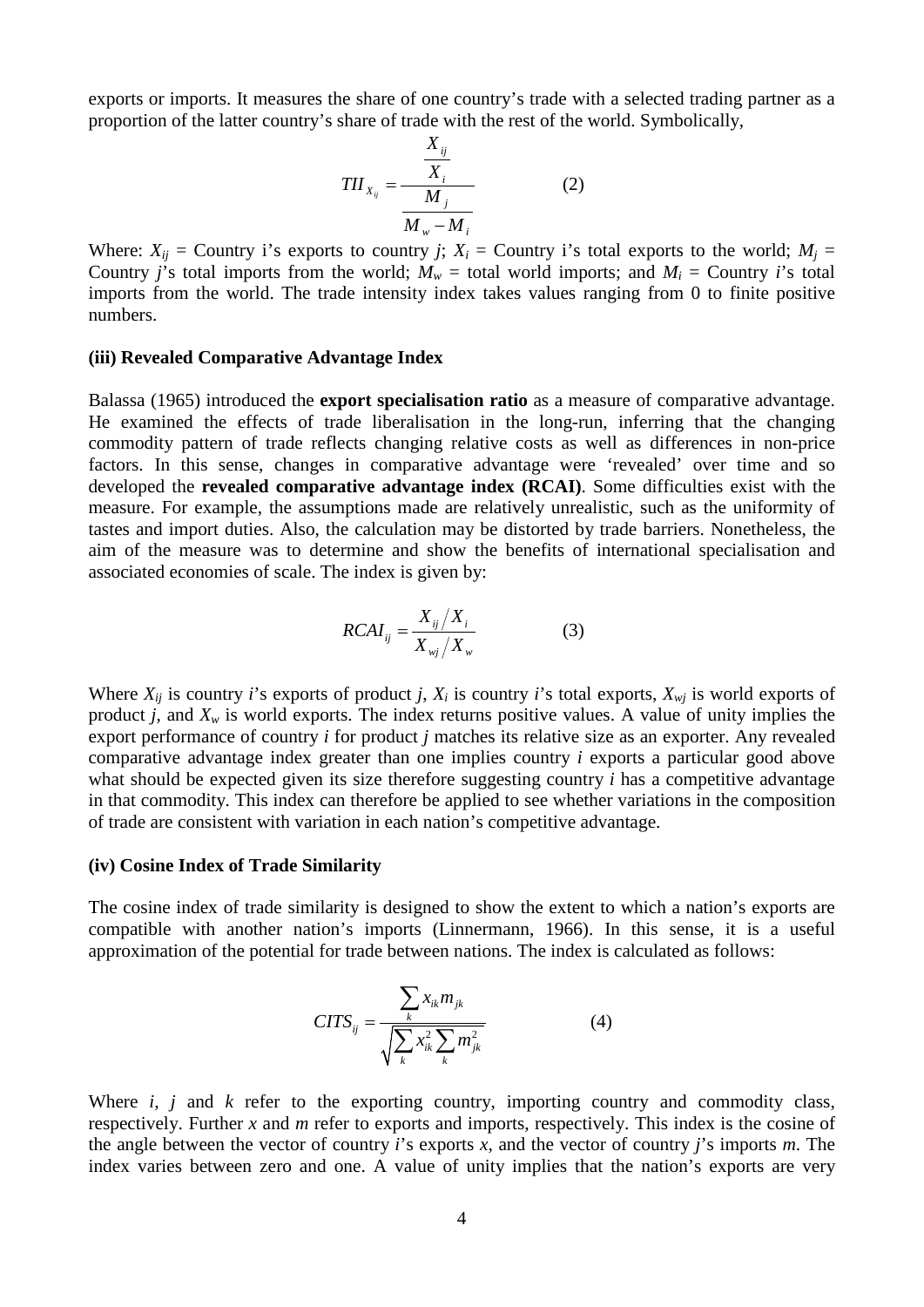exports or imports. It measures the share of one country's trade with a selected trading partner as a proportion of the latter country's share of trade with the rest of the world. Symbolically,

$$TII_{X_{ij}} = \frac{\dfrac{X_{ij}}{X_i}}{\dfrac{M_j}{M_w - M_i}} \qquad (2)$$

Where: $X_{ij}$ = Country i's exports to country $j$; $X_i$ = Country i's total exports to the world; $M_j$ = Country $j$'s total imports from the world; $M_w$ = total world imports; and $M_i$ = Country $i$'s total imports from the world. The trade intensity index takes values ranging from 0 to finite positive numbers.

**(iii) Revealed Comparative Advantage Index**

Balassa (1965) introduced the **export specialisation ratio** as a measure of comparative advantage. He examined the effects of trade liberalisation in the long-run, inferring that the changing commodity pattern of trade reflects changing relative costs as well as differences in non-price factors. In this sense, changes in comparative advantage were 'revealed' over time and so developed the **revealed comparative advantage index (RCAI)**. Some difficulties exist with the measure. For example, the assumptions made are relatively unrealistic, such as the uniformity of tastes and import duties. Also, the calculation may be distorted by trade barriers. Nonetheless, the aim of the measure was to determine and show the benefits of international specialisation and associated economies of scale. The index is given by:

$$RCAI_{ij} = \frac{X_{ij} / X_i}{X_{wj} / X_w} \qquad (3)$$

Where $X_{ij}$ is country $i$'s exports of product $j$, $X_i$ is country $i$'s total exports, $X_{wj}$ is world exports of product $j$, and $X_w$ is world exports. The index returns positive values. A value of unity implies the export performance of country $i$ for product $j$ matches its relative size as an exporter. Any revealed comparative advantage index greater than one implies country $i$ exports a particular good above what should be expected given its size therefore suggesting country $i$ has a competitive advantage in that commodity. This index can therefore be applied to see whether variations in the composition of trade are consistent with variation in each nation's competitive advantage.

**(iv) Cosine Index of Trade Similarity**

The cosine index of trade similarity is designed to show the extent to which a nation's exports are compatible with another nation's imports (Linnermann, 1966). In this sense, it is a useful approximation of the potential for trade between nations. The index is calculated as follows:

$$CITS_{ij} = \frac{\sum_k x_{ik} m_{jk}}{\sqrt{\sum_k x_{ik}^2 \sum_k m_{jk}^2}} \qquad (4)$$

Where $i$, $j$ and $k$ refer to the exporting country, importing country and commodity class, respectively. Further $x$ and $m$ refer to exports and imports, respectively. This index is the cosine of the angle between the vector of country $i$'s exports $x$, and the vector of country $j$'s imports $m$. The index varies between zero and one. A value of unity implies that the nation's exports are very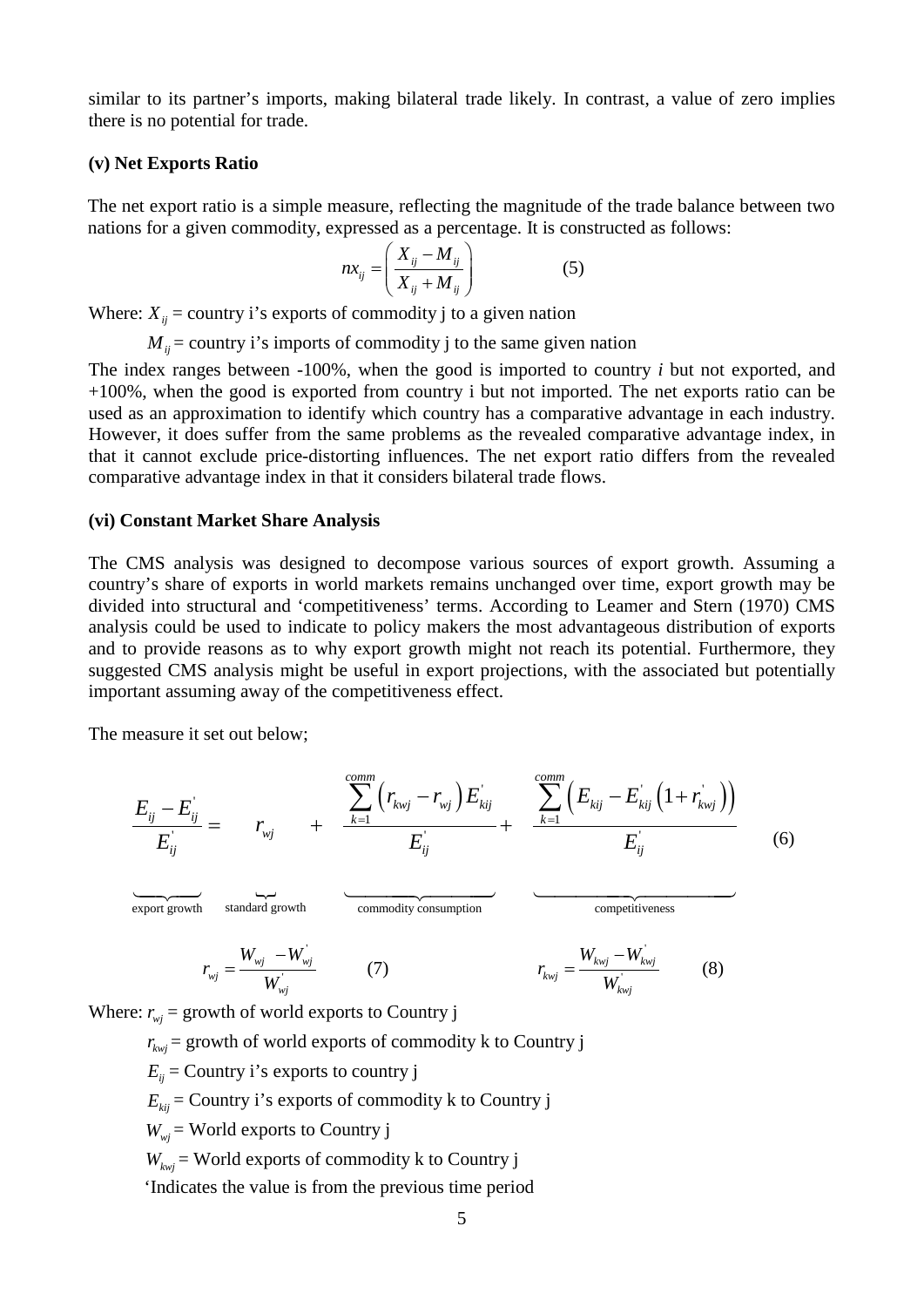similar to its partner's imports, making bilateral trade likely. In contrast, a value of zero implies there is no potential for trade.

### (v) Net Exports Ratio

The net export ratio is a simple measure, reflecting the magnitude of the trade balance between two nations for a given commodity, expressed as a percentage. It is constructed as follows:

$$nx_{ij} = \left( \frac{X_{ij} - M_{ij}}{X_{ij} + M_{ij}} \right) \qquad (5)$$

Where: $X_{ij}$ = country i's exports of commodity j to a given nation

$M_{ij}$ = country i's imports of commodity j to the same given nation

The index ranges between -100%, when the good is imported to country *i* but not exported, and +100%, when the good is exported from country i but not imported. The net exports ratio can be used as an approximation to identify which country has a comparative advantage in each industry. However, it does suffer from the same problems as the revealed comparative advantage index, in that it cannot exclude price-distorting influences. The net export ratio differs from the revealed comparative advantage index in that it considers bilateral trade flows.

### (vi) Constant Market Share Analysis

The CMS analysis was designed to decompose various sources of export growth. Assuming a country's share of exports in world markets remains unchanged over time, export growth may be divided into structural and 'competitiveness' terms. According to Leamer and Stern (1970) CMS analysis could be used to indicate to policy makers the most advantageous distribution of exports and to provide reasons as to why export growth might not reach its potential. Furthermore, they suggested CMS analysis might be useful in export projections, with the associated but potentially important assuming away of the competitiveness effect.

The measure it set out below;

$$\underbrace{\frac{E_{ij} - E_{ij}^{'}}{E_{ij}^{'}}}_{\text{export growth}} = \underbrace{r_{wj}}_{\text{standard growth}} + \underbrace{\frac{\sum_{k=1}^{comm} \left( r_{kwj} - r_{wj} \right) E_{kij}^{'}}{E_{ij}^{'}}}_{\text{commodity consumption}} + \underbrace{\frac{\sum_{k=1}^{comm} \left( E_{kij} - E_{kij}^{'} \left( 1 + r_{kwj}^{'} \right) \right)}{E_{ij}^{'}}}_{\text{competitiveness}} \qquad (6)$$

$$r_{wj} = \frac{W_{wj} - W_{wj}^{'}}{W_{wj}^{'}} \qquad (7) \qquad\qquad r_{kwj} = \frac{W_{kwj} - W_{kwj}^{'}}{W_{kwj}^{'}} \qquad (8)$$

Where: $r_{wj}$ = growth of world exports to Country j

$r_{kwj}$ = growth of world exports of commodity k to Country j

$E_{ij}$ = Country i's exports to country j

$E_{kij}$ = Country i's exports of commodity k to Country j

$W_{wj}$ = World exports to Country j

$W_{kwj}$ = World exports of commodity k to Country j

'Indicates the value is from the previous time period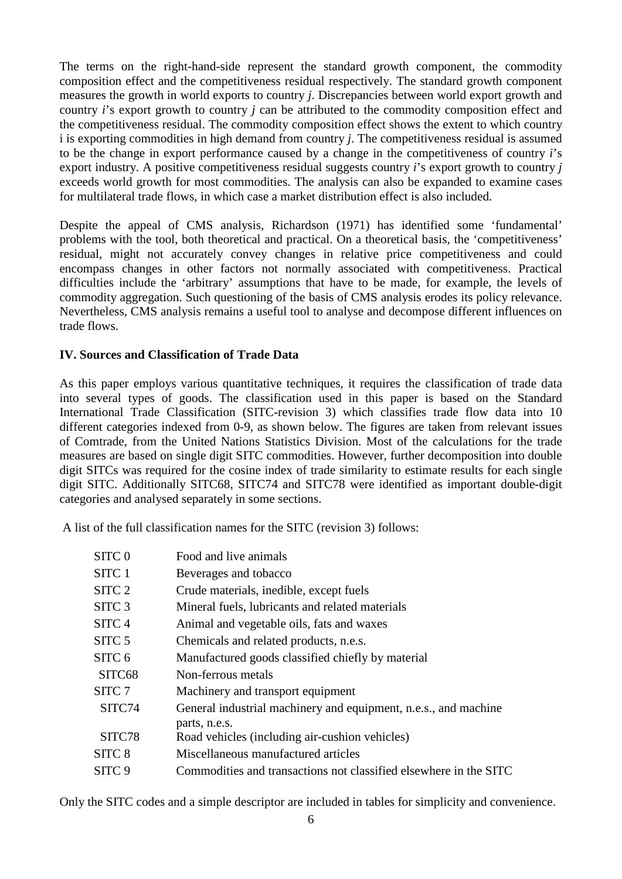The terms on the right-hand-side represent the standard growth component, the commodity composition effect and the competitiveness residual respectively. The standard growth component measures the growth in world exports to country *j*. Discrepancies between world export growth and country *i*'s export growth to country *j* can be attributed to the commodity composition effect and the competitiveness residual. The commodity composition effect shows the extent to which country i is exporting commodities in high demand from country *j*. The competitiveness residual is assumed to be the change in export performance caused by a change in the competitiveness of country *i*'s export industry. A positive competitiveness residual suggests country *i*'s export growth to country *j* exceeds world growth for most commodities. The analysis can also be expanded to examine cases for multilateral trade flows, in which case a market distribution effect is also included.

Despite the appeal of CMS analysis, Richardson (1971) has identified some 'fundamental' problems with the tool, both theoretical and practical. On a theoretical basis, the 'competitiveness' residual, might not accurately convey changes in relative price competitiveness and could encompass changes in other factors not normally associated with competitiveness. Practical difficulties include the 'arbitrary' assumptions that have to be made, for example, the levels of commodity aggregation. Such questioning of the basis of CMS analysis erodes its policy relevance. Nevertheless, CMS analysis remains a useful tool to analyse and decompose different influences on trade flows.

## IV. Sources and Classification of Trade Data

As this paper employs various quantitative techniques, it requires the classification of trade data into several types of goods. The classification used in this paper is based on the Standard International Trade Classification (SITC-revision 3) which classifies trade flow data into 10 different categories indexed from 0-9, as shown below. The figures are taken from relevant issues of Comtrade, from the United Nations Statistics Division. Most of the calculations for the trade measures are based on single digit SITC commodities. However, further decomposition into double digit SITCs was required for the cosine index of trade similarity to estimate results for each single digit SITC. Additionally SITC68, SITC74 and SITC78 were identified as important double-digit categories and analysed separately in some sections.

A list of the full classification names for the SITC (revision 3) follows:

| | |
|---|---|
| SITC 0 | Food and live animals |
| SITC 1 | Beverages and tobacco |
| SITC 2 | Crude materials, inedible, except fuels |
| SITC 3 | Mineral fuels, lubricants and related materials |
| SITC 4 | Animal and vegetable oils, fats and waxes |
| SITC 5 | Chemicals and related products, n.e.s. |
| SITC 6 | Manufactured goods classified chiefly by material |
| SITC68 | Non-ferrous metals |
| SITC 7 | Machinery and transport equipment |
| SITC74 | General industrial machinery and equipment, n.e.s., and machine parts, n.e.s. |
| SITC78 | Road vehicles (including air-cushion vehicles) |
| SITC 8 | Miscellaneous manufactured articles |
| SITC 9 | Commodities and transactions not classified elsewhere in the SITC |

Only the SITC codes and a simple descriptor are included in tables for simplicity and convenience.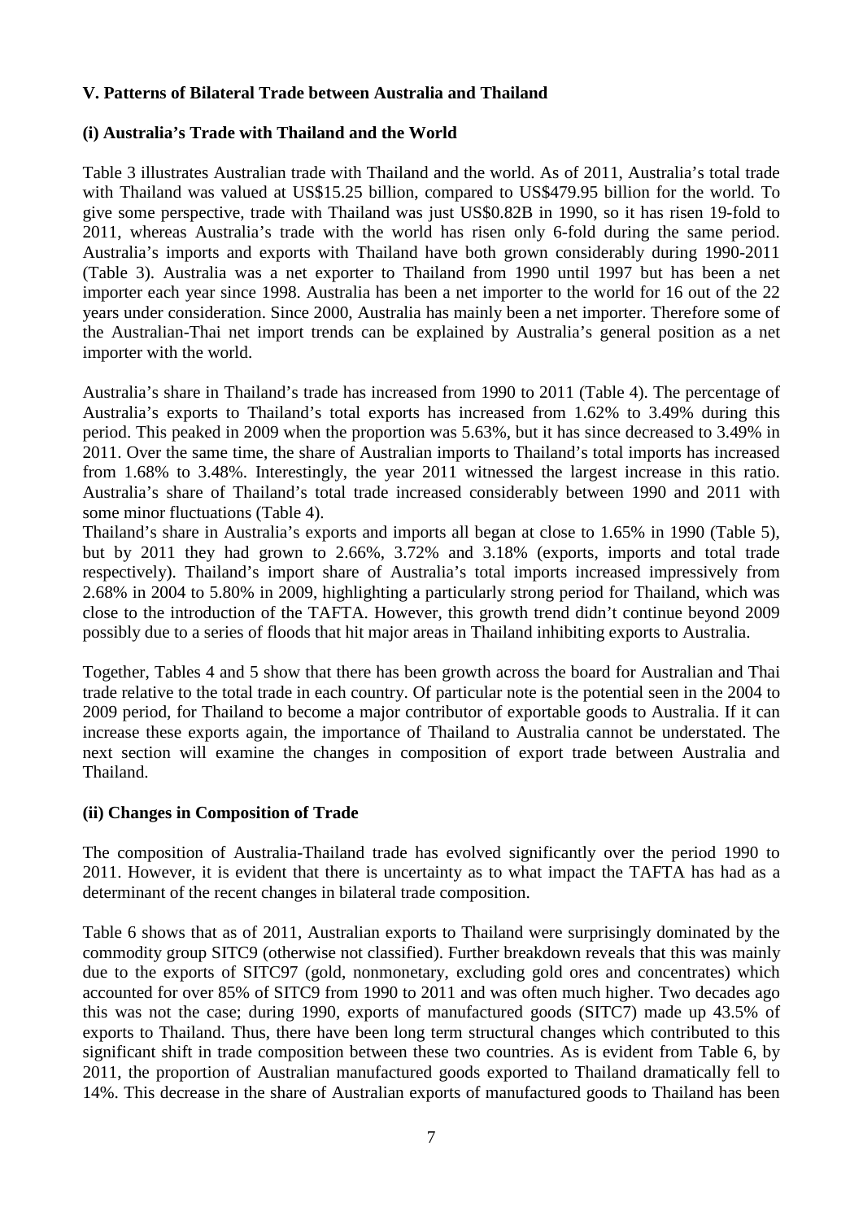## V. Patterns of Bilateral Trade between Australia and Thailand

### (i) Australia's Trade with Thailand and the World

Table 3 illustrates Australian trade with Thailand and the world. As of 2011, Australia's total trade with Thailand was valued at US$15.25 billion, compared to US$479.95 billion for the world. To give some perspective, trade with Thailand was just US$0.82B in 1990, so it has risen 19-fold to 2011, whereas Australia's trade with the world has risen only 6-fold during the same period. Australia's imports and exports with Thailand have both grown considerably during 1990-2011 (Table 3). Australia was a net exporter to Thailand from 1990 until 1997 but has been a net importer each year since 1998. Australia has been a net importer to the world for 16 out of the 22 years under consideration. Since 2000, Australia has mainly been a net importer. Therefore some of the Australian-Thai net import trends can be explained by Australia's general position as a net importer with the world.

Australia's share in Thailand's trade has increased from 1990 to 2011 (Table 4). The percentage of Australia's exports to Thailand's total exports has increased from 1.62% to 3.49% during this period. This peaked in 2009 when the proportion was 5.63%, but it has since decreased to 3.49% in 2011. Over the same time, the share of Australian imports to Thailand's total imports has increased from 1.68% to 3.48%. Interestingly, the year 2011 witnessed the largest increase in this ratio. Australia's share of Thailand's total trade increased considerably between 1990 and 2011 with some minor fluctuations (Table 4).

Thailand's share in Australia's exports and imports all began at close to 1.65% in 1990 (Table 5), but by 2011 they had grown to 2.66%, 3.72% and 3.18% (exports, imports and total trade respectively). Thailand's import share of Australia's total imports increased impressively from 2.68% in 2004 to 5.80% in 2009, highlighting a particularly strong period for Thailand, which was close to the introduction of the TAFTA. However, this growth trend didn't continue beyond 2009 possibly due to a series of floods that hit major areas in Thailand inhibiting exports to Australia.

Together, Tables 4 and 5 show that there has been growth across the board for Australian and Thai trade relative to the total trade in each country. Of particular note is the potential seen in the 2004 to 2009 period, for Thailand to become a major contributor of exportable goods to Australia. If it can increase these exports again, the importance of Thailand to Australia cannot be understated. The next section will examine the changes in composition of export trade between Australia and Thailand.

### (ii) Changes in Composition of Trade

The composition of Australia-Thailand trade has evolved significantly over the period 1990 to 2011. However, it is evident that there is uncertainty as to what impact the TAFTA has had as a determinant of the recent changes in bilateral trade composition.

Table 6 shows that as of 2011, Australian exports to Thailand were surprisingly dominated by the commodity group SITC9 (otherwise not classified). Further breakdown reveals that this was mainly due to the exports of SITC97 (gold, nonmonetary, excluding gold ores and concentrates) which accounted for over 85% of SITC9 from 1990 to 2011 and was often much higher. Two decades ago this was not the case; during 1990, exports of manufactured goods (SITC7) made up 43.5% of exports to Thailand. Thus, there have been long term structural changes which contributed to this significant shift in trade composition between these two countries. As is evident from Table 6, by 2011, the proportion of Australian manufactured goods exported to Thailand dramatically fell to 14%. This decrease in the share of Australian exports of manufactured goods to Thailand has been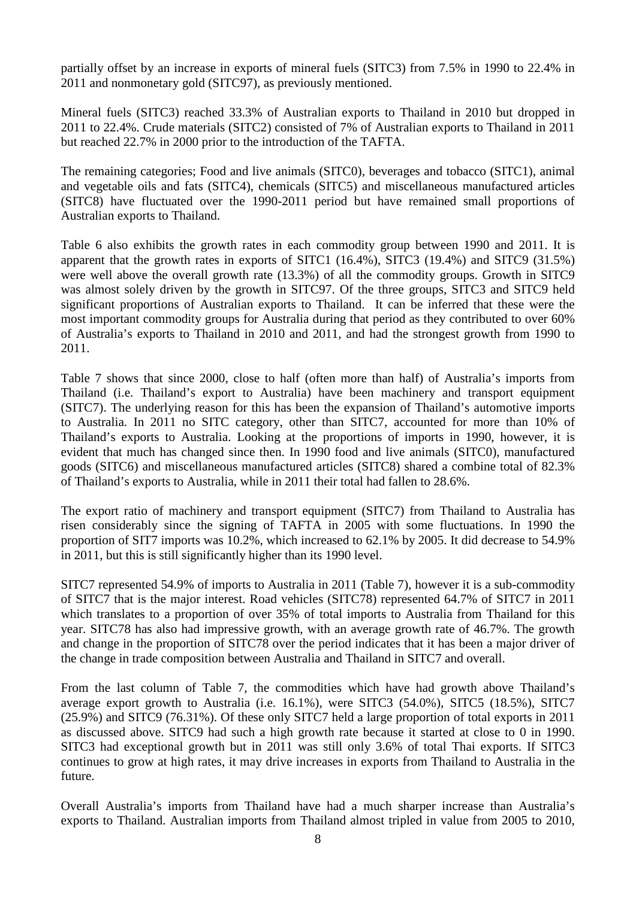partially offset by an increase in exports of mineral fuels (SITC3) from 7.5% in 1990 to 22.4% in 2011 and nonmonetary gold (SITC97), as previously mentioned.

Mineral fuels (SITC3) reached 33.3% of Australian exports to Thailand in 2010 but dropped in 2011 to 22.4%. Crude materials (SITC2) consisted of 7% of Australian exports to Thailand in 2011 but reached 22.7% in 2000 prior to the introduction of the TAFTA.

The remaining categories; Food and live animals (SITC0), beverages and tobacco (SITC1), animal and vegetable oils and fats (SITC4), chemicals (SITC5) and miscellaneous manufactured articles (SITC8) have fluctuated over the 1990-2011 period but have remained small proportions of Australian exports to Thailand.

Table 6 also exhibits the growth rates in each commodity group between 1990 and 2011. It is apparent that the growth rates in exports of SITC1 (16.4%), SITC3 (19.4%) and SITC9 (31.5%) were well above the overall growth rate (13.3%) of all the commodity groups. Growth in SITC9 was almost solely driven by the growth in SITC97. Of the three groups, SITC3 and SITC9 held significant proportions of Australian exports to Thailand. It can be inferred that these were the most important commodity groups for Australia during that period as they contributed to over 60% of Australia's exports to Thailand in 2010 and 2011, and had the strongest growth from 1990 to 2011.

Table 7 shows that since 2000, close to half (often more than half) of Australia's imports from Thailand (i.e. Thailand's export to Australia) have been machinery and transport equipment (SITC7). The underlying reason for this has been the expansion of Thailand's automotive imports to Australia. In 2011 no SITC category, other than SITC7, accounted for more than 10% of Thailand's exports to Australia. Looking at the proportions of imports in 1990, however, it is evident that much has changed since then. In 1990 food and live animals (SITC0), manufactured goods (SITC6) and miscellaneous manufactured articles (SITC8) shared a combine total of 82.3% of Thailand's exports to Australia, while in 2011 their total had fallen to 28.6%.

The export ratio of machinery and transport equipment (SITC7) from Thailand to Australia has risen considerably since the signing of TAFTA in 2005 with some fluctuations. In 1990 the proportion of SIT7 imports was 10.2%, which increased to 62.1% by 2005. It did decrease to 54.9% in 2011, but this is still significantly higher than its 1990 level.

SITC7 represented 54.9% of imports to Australia in 2011 (Table 7), however it is a sub-commodity of SITC7 that is the major interest. Road vehicles (SITC78) represented 64.7% of SITC7 in 2011 which translates to a proportion of over 35% of total imports to Australia from Thailand for this year. SITC78 has also had impressive growth, with an average growth rate of 46.7%. The growth and change in the proportion of SITC78 over the period indicates that it has been a major driver of the change in trade composition between Australia and Thailand in SITC7 and overall.

From the last column of Table 7, the commodities which have had growth above Thailand's average export growth to Australia (i.e. 16.1%), were SITC3 (54.0%), SITC5 (18.5%), SITC7 (25.9%) and SITC9 (76.31%). Of these only SITC7 held a large proportion of total exports in 2011 as discussed above. SITC9 had such a high growth rate because it started at close to 0 in 1990. SITC3 had exceptional growth but in 2011 was still only 3.6% of total Thai exports. If SITC3 continues to grow at high rates, it may drive increases in exports from Thailand to Australia in the future.

Overall Australia's imports from Thailand have had a much sharper increase than Australia's exports to Thailand. Australian imports from Thailand almost tripled in value from 2005 to 2010,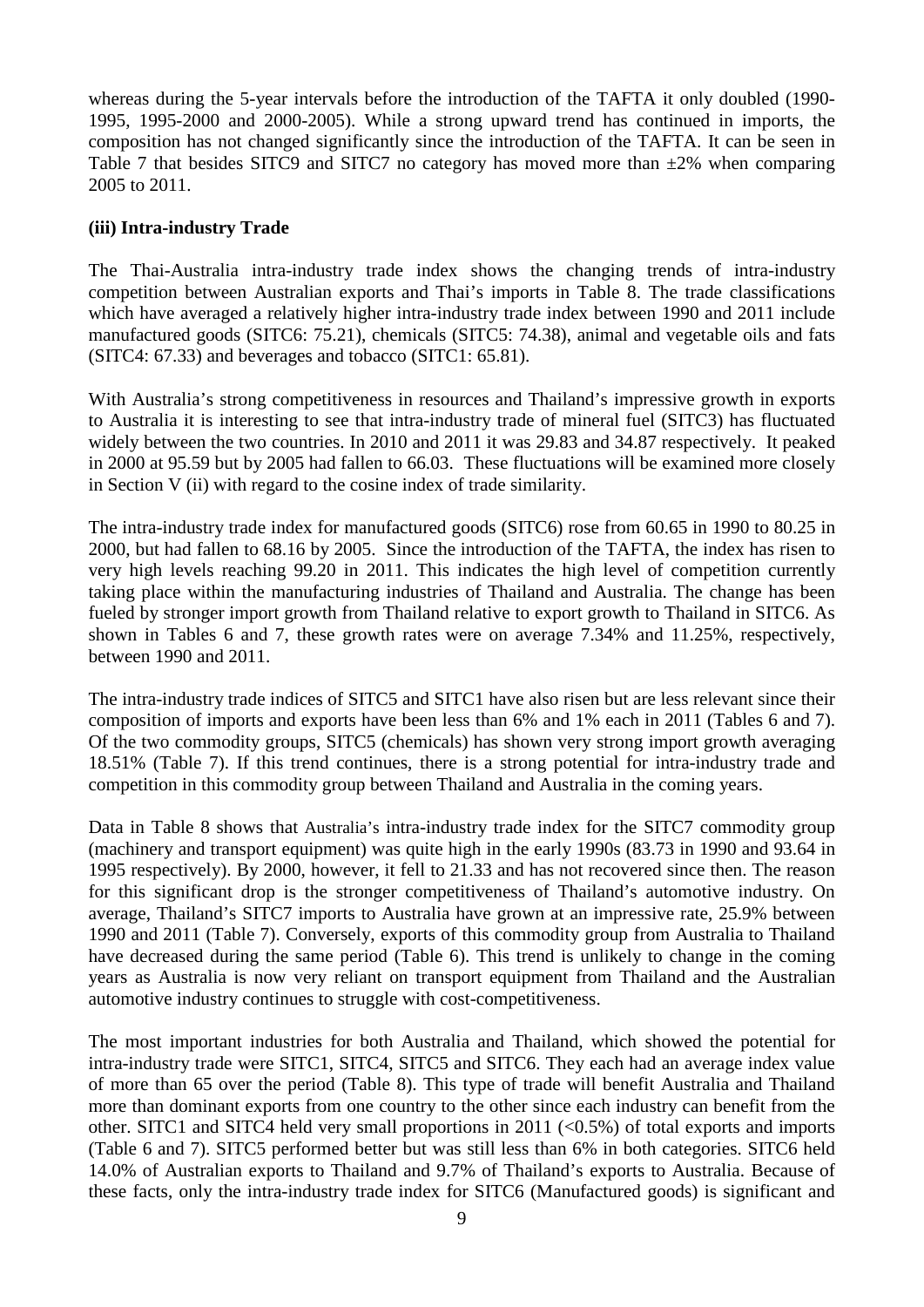whereas during the 5-year intervals before the introduction of the TAFTA it only doubled (1990-1995, 1995-2000 and 2000-2005). While a strong upward trend has continued in imports, the composition has not changed significantly since the introduction of the TAFTA. It can be seen in Table 7 that besides SITC9 and SITC7 no category has moved more than ±2% when comparing 2005 to 2011.

### (iii) Intra-industry Trade

The Thai-Australia intra-industry trade index shows the changing trends of intra-industry competition between Australian exports and Thai's imports in Table 8. The trade classifications which have averaged a relatively higher intra-industry trade index between 1990 and 2011 include manufactured goods (SITC6: 75.21), chemicals (SITC5: 74.38), animal and vegetable oils and fats (SITC4: 67.33) and beverages and tobacco (SITC1: 65.81).

With Australia's strong competitiveness in resources and Thailand's impressive growth in exports to Australia it is interesting to see that intra-industry trade of mineral fuel (SITC3) has fluctuated widely between the two countries. In 2010 and 2011 it was 29.83 and 34.87 respectively. It peaked in 2000 at 95.59 but by 2005 had fallen to 66.03. These fluctuations will be examined more closely in Section V (ii) with regard to the cosine index of trade similarity.

The intra-industry trade index for manufactured goods (SITC6) rose from 60.65 in 1990 to 80.25 in 2000, but had fallen to 68.16 by 2005. Since the introduction of the TAFTA, the index has risen to very high levels reaching 99.20 in 2011. This indicates the high level of competition currently taking place within the manufacturing industries of Thailand and Australia. The change has been fueled by stronger import growth from Thailand relative to export growth to Thailand in SITC6. As shown in Tables 6 and 7, these growth rates were on average 7.34% and 11.25%, respectively, between 1990 and 2011.

The intra-industry trade indices of SITC5 and SITC1 have also risen but are less relevant since their composition of imports and exports have been less than 6% and 1% each in 2011 (Tables 6 and 7). Of the two commodity groups, SITC5 (chemicals) has shown very strong import growth averaging 18.51% (Table 7). If this trend continues, there is a strong potential for intra-industry trade and competition in this commodity group between Thailand and Australia in the coming years.

Data in Table 8 shows that Australia's intra-industry trade index for the SITC7 commodity group (machinery and transport equipment) was quite high in the early 1990s (83.73 in 1990 and 93.64 in 1995 respectively). By 2000, however, it fell to 21.33 and has not recovered since then. The reason for this significant drop is the stronger competitiveness of Thailand's automotive industry. On average, Thailand's SITC7 imports to Australia have grown at an impressive rate, 25.9% between 1990 and 2011 (Table 7). Conversely, exports of this commodity group from Australia to Thailand have decreased during the same period (Table 6). This trend is unlikely to change in the coming years as Australia is now very reliant on transport equipment from Thailand and the Australian automotive industry continues to struggle with cost-competitiveness.

The most important industries for both Australia and Thailand, which showed the potential for intra-industry trade were SITC1, SITC4, SITC5 and SITC6. They each had an average index value of more than 65 over the period (Table 8). This type of trade will benefit Australia and Thailand more than dominant exports from one country to the other since each industry can benefit from the other. SITC1 and SITC4 held very small proportions in 2011 (<0.5%) of total exports and imports (Table 6 and 7). SITC5 performed better but was still less than 6% in both categories. SITC6 held 14.0% of Australian exports to Thailand and 9.7% of Thailand's exports to Australia. Because of these facts, only the intra-industry trade index for SITC6 (Manufactured goods) is significant and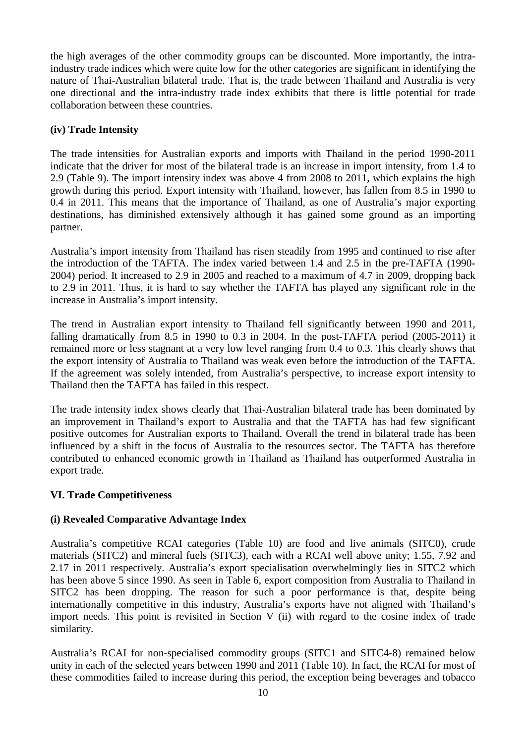the high averages of the other commodity groups can be discounted. More importantly, the intra-industry trade indices which were quite low for the other categories are significant in identifying the nature of Thai-Australian bilateral trade. That is, the trade between Thailand and Australia is very one directional and the intra-industry trade index exhibits that there is little potential for trade collaboration between these countries.

### (iv) Trade Intensity

The trade intensities for Australian exports and imports with Thailand in the period 1990-2011 indicate that the driver for most of the bilateral trade is an increase in import intensity, from 1.4 to 2.9 (Table 9). The import intensity index was above 4 from 2008 to 2011, which explains the high growth during this period. Export intensity with Thailand, however, has fallen from 8.5 in 1990 to 0.4 in 2011. This means that the importance of Thailand, as one of Australia's major exporting destinations, has diminished extensively although it has gained some ground as an importing partner.

Australia's import intensity from Thailand has risen steadily from 1995 and continued to rise after the introduction of the TAFTA. The index varied between 1.4 and 2.5 in the pre-TAFTA (1990-2004) period. It increased to 2.9 in 2005 and reached to a maximum of 4.7 in 2009, dropping back to 2.9 in 2011. Thus, it is hard to say whether the TAFTA has played any significant role in the increase in Australia's import intensity.

The trend in Australian export intensity to Thailand fell significantly between 1990 and 2011, falling dramatically from 8.5 in 1990 to 0.3 in 2004. In the post-TAFTA period (2005-2011) it remained more or less stagnant at a very low level ranging from 0.4 to 0.3. This clearly shows that the export intensity of Australia to Thailand was weak even before the introduction of the TAFTA. If the agreement was solely intended, from Australia's perspective, to increase export intensity to Thailand then the TAFTA has failed in this respect.

The trade intensity index shows clearly that Thai-Australian bilateral trade has been dominated by an improvement in Thailand's export to Australia and that the TAFTA has had few significant positive outcomes for Australian exports to Thailand. Overall the trend in bilateral trade has been influenced by a shift in the focus of Australia to the resources sector. The TAFTA has therefore contributed to enhanced economic growth in Thailand as Thailand has outperformed Australia in export trade.

## VI. Trade Competitiveness

### (i) Revealed Comparative Advantage Index

Australia's competitive RCAI categories (Table 10) are food and live animals (SITC0), crude materials (SITC2) and mineral fuels (SITC3), each with a RCAI well above unity; 1.55, 7.92 and 2.17 in 2011 respectively. Australia's export specialisation overwhelmingly lies in SITC2 which has been above 5 since 1990. As seen in Table 6, export composition from Australia to Thailand in SITC2 has been dropping. The reason for such a poor performance is that, despite being internationally competitive in this industry, Australia's exports have not aligned with Thailand's import needs. This point is revisited in Section V (ii) with regard to the cosine index of trade similarity.

Australia's RCAI for non-specialised commodity groups (SITC1 and SITC4-8) remained below unity in each of the selected years between 1990 and 2011 (Table 10). In fact, the RCAI for most of these commodities failed to increase during this period, the exception being beverages and tobacco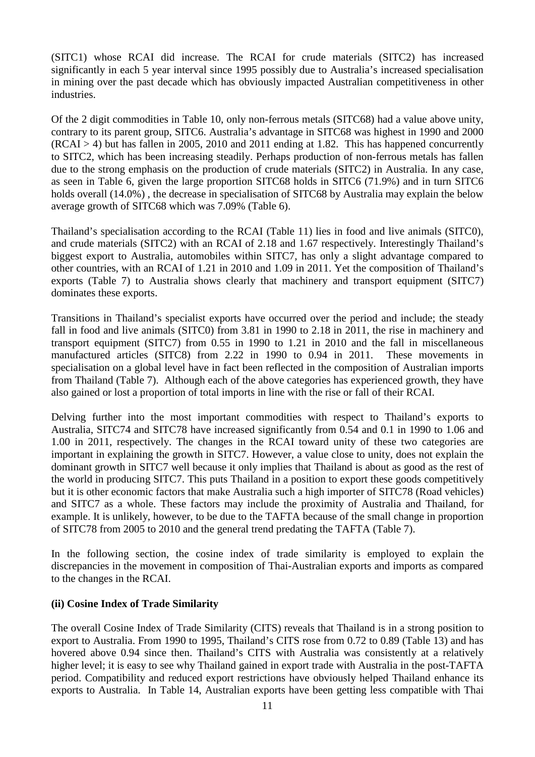(SITC1) whose RCAI did increase. The RCAI for crude materials (SITC2) has increased significantly in each 5 year interval since 1995 possibly due to Australia's increased specialisation in mining over the past decade which has obviously impacted Australian competitiveness in other industries.

Of the 2 digit commodities in Table 10, only non-ferrous metals (SITC68) had a value above unity, contrary to its parent group, SITC6. Australia's advantage in SITC68 was highest in 1990 and 2000 (RCAI > 4) but has fallen in 2005, 2010 and 2011 ending at 1.82. This has happened concurrently to SITC2, which has been increasing steadily. Perhaps production of non-ferrous metals has fallen due to the strong emphasis on the production of crude materials (SITC2) in Australia. In any case, as seen in Table 6, given the large proportion SITC68 holds in SITC6 (71.9%) and in turn SITC6 holds overall (14.0%) , the decrease in specialisation of SITC68 by Australia may explain the below average growth of SITC68 which was 7.09% (Table 6).

Thailand's specialisation according to the RCAI (Table 11) lies in food and live animals (SITC0), and crude materials (SITC2) with an RCAI of 2.18 and 1.67 respectively. Interestingly Thailand's biggest export to Australia, automobiles within SITC7, has only a slight advantage compared to other countries, with an RCAI of 1.21 in 2010 and 1.09 in 2011. Yet the composition of Thailand's exports (Table 7) to Australia shows clearly that machinery and transport equipment (SITC7) dominates these exports.

Transitions in Thailand's specialist exports have occurred over the period and include; the steady fall in food and live animals (SITC0) from 3.81 in 1990 to 2.18 in 2011, the rise in machinery and transport equipment (SITC7) from 0.55 in 1990 to 1.21 in 2010 and the fall in miscellaneous manufactured articles (SITC8) from 2.22 in 1990 to 0.94 in 2011. These movements in specialisation on a global level have in fact been reflected in the composition of Australian imports from Thailand (Table 7). Although each of the above categories has experienced growth, they have also gained or lost a proportion of total imports in line with the rise or fall of their RCAI.

Delving further into the most important commodities with respect to Thailand's exports to Australia, SITC74 and SITC78 have increased significantly from 0.54 and 0.1 in 1990 to 1.06 and 1.00 in 2011, respectively. The changes in the RCAI toward unity of these two categories are important in explaining the growth in SITC7. However, a value close to unity, does not explain the dominant growth in SITC7 well because it only implies that Thailand is about as good as the rest of the world in producing SITC7. This puts Thailand in a position to export these goods competitively but it is other economic factors that make Australia such a high importer of SITC78 (Road vehicles) and SITC7 as a whole. These factors may include the proximity of Australia and Thailand, for example. It is unlikely, however, to be due to the TAFTA because of the small change in proportion of SITC78 from 2005 to 2010 and the general trend predating the TAFTA (Table 7).

In the following section, the cosine index of trade similarity is employed to explain the discrepancies in the movement in composition of Thai-Australian exports and imports as compared to the changes in the RCAI.

**(ii) Cosine Index of Trade Similarity**

The overall Cosine Index of Trade Similarity (CITS) reveals that Thailand is in a strong position to export to Australia. From 1990 to 1995, Thailand's CITS rose from 0.72 to 0.89 (Table 13) and has hovered above 0.94 since then. Thailand's CITS with Australia was consistently at a relatively higher level; it is easy to see why Thailand gained in export trade with Australia in the post-TAFTA period. Compatibility and reduced export restrictions have obviously helped Thailand enhance its exports to Australia. In Table 14, Australian exports have been getting less compatible with Thai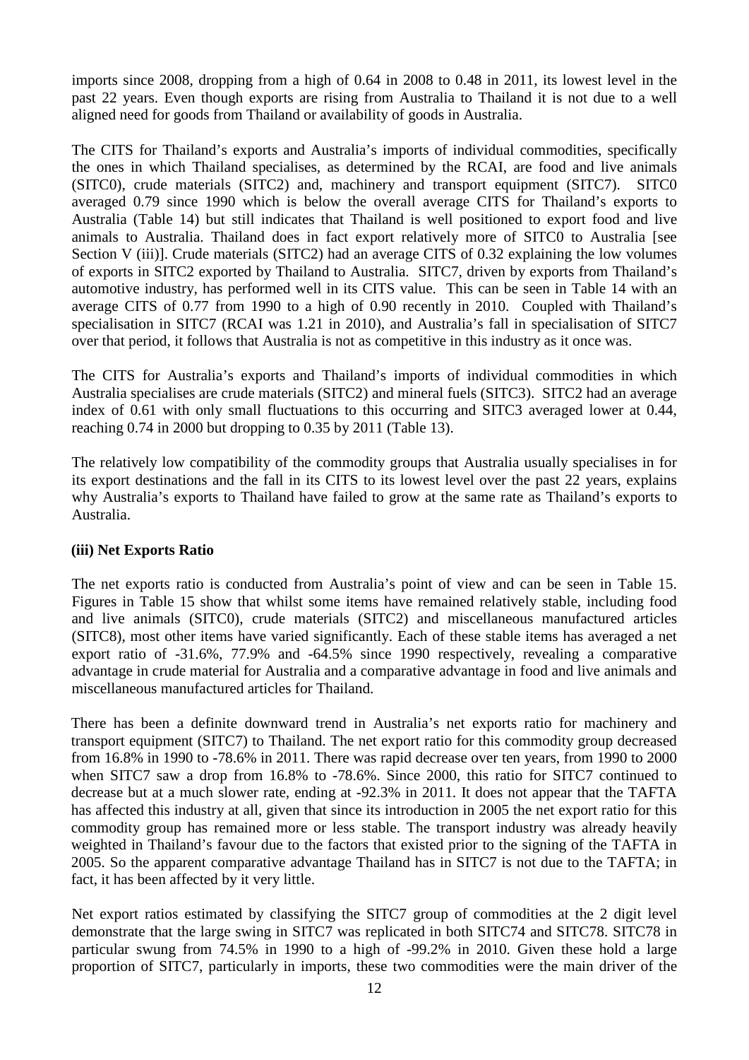imports since 2008, dropping from a high of 0.64 in 2008 to 0.48 in 2011, its lowest level in the past 22 years. Even though exports are rising from Australia to Thailand it is not due to a well aligned need for goods from Thailand or availability of goods in Australia.

The CITS for Thailand's exports and Australia's imports of individual commodities, specifically the ones in which Thailand specialises, as determined by the RCAI, are food and live animals (SITC0), crude materials (SITC2) and, machinery and transport equipment (SITC7). SITC0 averaged 0.79 since 1990 which is below the overall average CITS for Thailand's exports to Australia (Table 14) but still indicates that Thailand is well positioned to export food and live animals to Australia. Thailand does in fact export relatively more of SITC0 to Australia [see Section V (iii)]. Crude materials (SITC2) had an average CITS of 0.32 explaining the low volumes of exports in SITC2 exported by Thailand to Australia. SITC7, driven by exports from Thailand's automotive industry, has performed well in its CITS value. This can be seen in Table 14 with an average CITS of 0.77 from 1990 to a high of 0.90 recently in 2010. Coupled with Thailand's specialisation in SITC7 (RCAI was 1.21 in 2010), and Australia's fall in specialisation of SITC7 over that period, it follows that Australia is not as competitive in this industry as it once was.

The CITS for Australia's exports and Thailand's imports of individual commodities in which Australia specialises are crude materials (SITC2) and mineral fuels (SITC3). SITC2 had an average index of 0.61 with only small fluctuations to this occurring and SITC3 averaged lower at 0.44, reaching 0.74 in 2000 but dropping to 0.35 by 2011 (Table 13).

The relatively low compatibility of the commodity groups that Australia usually specialises in for its export destinations and the fall in its CITS to its lowest level over the past 22 years, explains why Australia's exports to Thailand have failed to grow at the same rate as Thailand's exports to Australia.

**(iii) Net Exports Ratio**

The net exports ratio is conducted from Australia's point of view and can be seen in Table 15. Figures in Table 15 show that whilst some items have remained relatively stable, including food and live animals (SITC0), crude materials (SITC2) and miscellaneous manufactured articles (SITC8), most other items have varied significantly. Each of these stable items has averaged a net export ratio of -31.6%, 77.9% and -64.5% since 1990 respectively, revealing a comparative advantage in crude material for Australia and a comparative advantage in food and live animals and miscellaneous manufactured articles for Thailand.

There has been a definite downward trend in Australia's net exports ratio for machinery and transport equipment (SITC7) to Thailand. The net export ratio for this commodity group decreased from 16.8% in 1990 to -78.6% in 2011. There was rapid decrease over ten years, from 1990 to 2000 when SITC7 saw a drop from 16.8% to -78.6%. Since 2000, this ratio for SITC7 continued to decrease but at a much slower rate, ending at -92.3% in 2011. It does not appear that the TAFTA has affected this industry at all, given that since its introduction in 2005 the net export ratio for this commodity group has remained more or less stable. The transport industry was already heavily weighted in Thailand's favour due to the factors that existed prior to the signing of the TAFTA in 2005. So the apparent comparative advantage Thailand has in SITC7 is not due to the TAFTA; in fact, it has been affected by it very little.

Net export ratios estimated by classifying the SITC7 group of commodities at the 2 digit level demonstrate that the large swing in SITC7 was replicated in both SITC74 and SITC78. SITC78 in particular swung from 74.5% in 1990 to a high of -99.2% in 2010. Given these hold a large proportion of SITC7, particularly in imports, these two commodities were the main driver of the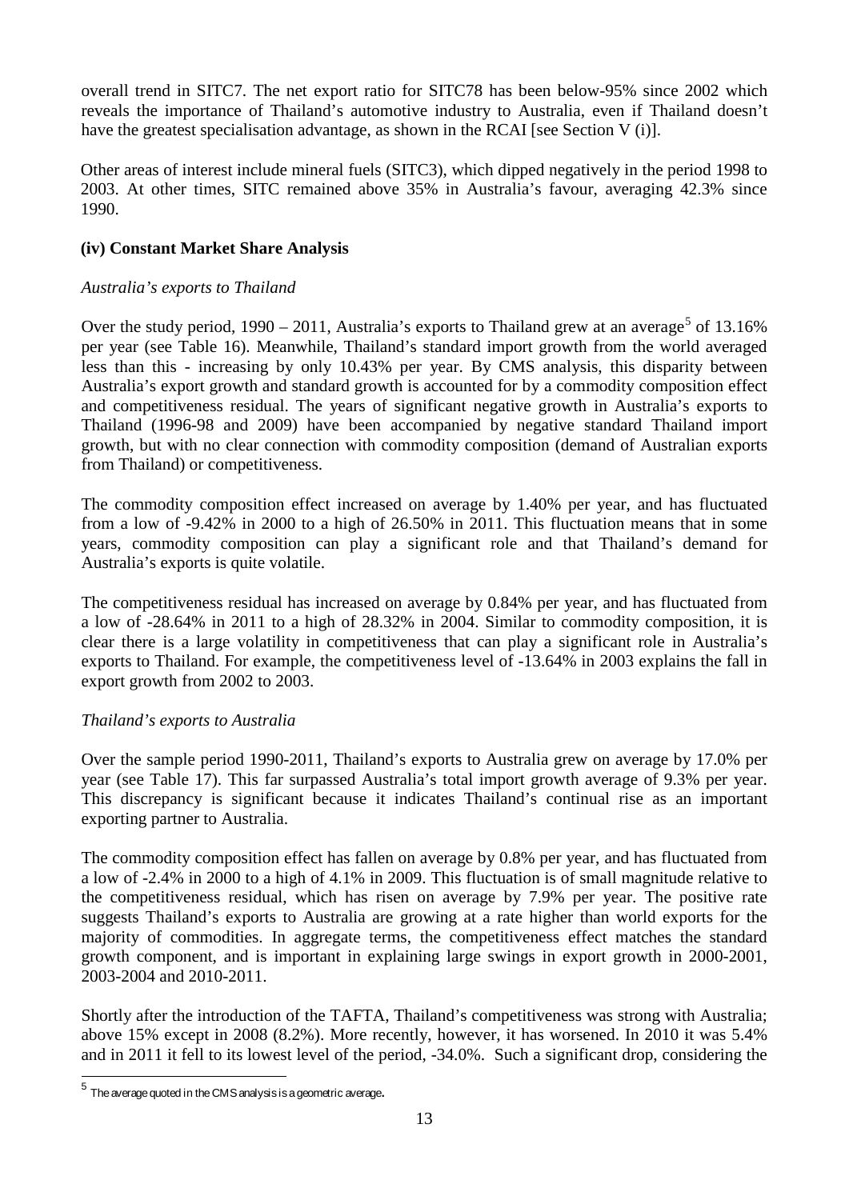overall trend in SITC7. The net export ratio for SITC78 has been below-95% since 2002 which reveals the importance of Thailand's automotive industry to Australia, even if Thailand doesn't have the greatest specialisation advantage, as shown in the RCAI [see Section V (i)].

Other areas of interest include mineral fuels (SITC3), which dipped negatively in the period 1998 to 2003. At other times, SITC remained above 35% in Australia's favour, averaging 42.3% since 1990.

### (iv) Constant Market Share Analysis

*Australia's exports to Thailand*

Over the study period, 1990 – 2011, Australia's exports to Thailand grew at an average[5] of 13.16% per year (see Table 16). Meanwhile, Thailand's standard import growth from the world averaged less than this - increasing by only 10.43% per year. By CMS analysis, this disparity between Australia's export growth and standard growth is accounted for by a commodity composition effect and competitiveness residual. The years of significant negative growth in Australia's exports to Thailand (1996-98 and 2009) have been accompanied by negative standard Thailand import growth, but with no clear connection with commodity composition (demand of Australian exports from Thailand) or competitiveness.

The commodity composition effect increased on average by 1.40% per year, and has fluctuated from a low of -9.42% in 2000 to a high of 26.50% in 2011. This fluctuation means that in some years, commodity composition can play a significant role and that Thailand's demand for Australia's exports is quite volatile.

The competitiveness residual has increased on average by 0.84% per year, and has fluctuated from a low of -28.64% in 2011 to a high of 28.32% in 2004. Similar to commodity composition, it is clear there is a large volatility in competitiveness that can play a significant role in Australia's exports to Thailand. For example, the competitiveness level of -13.64% in 2003 explains the fall in export growth from 2002 to 2003.

*Thailand's exports to Australia*

Over the sample period 1990-2011, Thailand's exports to Australia grew on average by 17.0% per year (see Table 17). This far surpassed Australia's total import growth average of 9.3% per year. This discrepancy is significant because it indicates Thailand's continual rise as an important exporting partner to Australia.

The commodity composition effect has fallen on average by 0.8% per year, and has fluctuated from a low of -2.4% in 2000 to a high of 4.1% in 2009. This fluctuation is of small magnitude relative to the competitiveness residual, which has risen on average by 7.9% per year. The positive rate suggests Thailand's exports to Australia are growing at a rate higher than world exports for the majority of commodities. In aggregate terms, the competitiveness effect matches the standard growth component, and is important in explaining large swings in export growth in 2000-2001, 2003-2004 and 2010-2011.

Shortly after the introduction of the TAFTA, Thailand's competitiveness was strong with Australia; above 15% except in 2008 (8.2%). More recently, however, it has worsened. In 2010 it was 5.4% and in 2011 it fell to its lowest level of the period, -34.0%. Such a significant drop, considering the

---

[5] The average quoted in the CMS analysis is a geometric average.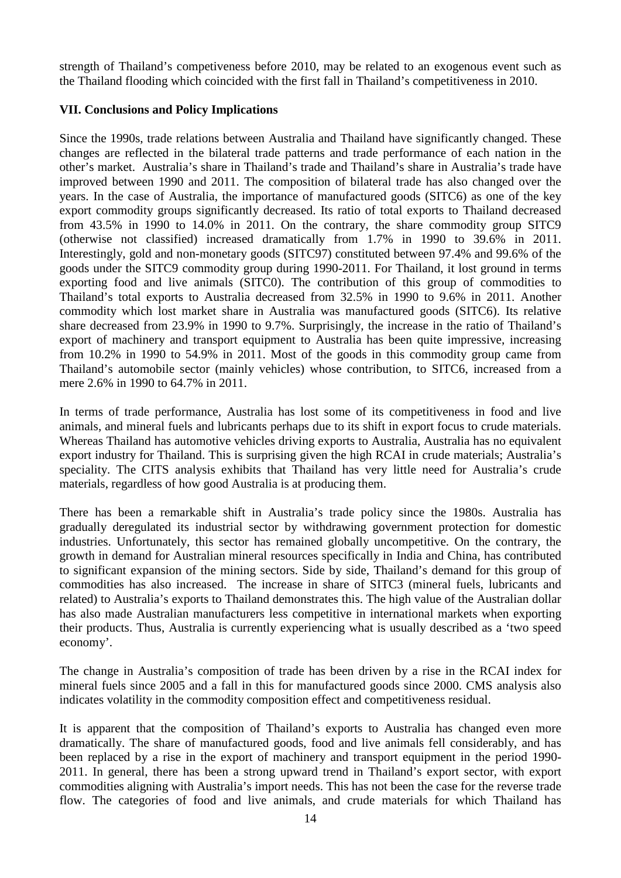strength of Thailand's competiveness before 2010, may be related to an exogenous event such as the Thailand flooding which coincided with the first fall in Thailand's competitiveness in 2010.

## VII. Conclusions and Policy Implications

Since the 1990s, trade relations between Australia and Thailand have significantly changed. These changes are reflected in the bilateral trade patterns and trade performance of each nation in the other's market. Australia's share in Thailand's trade and Thailand's share in Australia's trade have improved between 1990 and 2011. The composition of bilateral trade has also changed over the years. In the case of Australia, the importance of manufactured goods (SITC6) as one of the key export commodity groups significantly decreased. Its ratio of total exports to Thailand decreased from 43.5% in 1990 to 14.0% in 2011. On the contrary, the share commodity group SITC9 (otherwise not classified) increased dramatically from 1.7% in 1990 to 39.6% in 2011. Interestingly, gold and non-monetary goods (SITC97) constituted between 97.4% and 99.6% of the goods under the SITC9 commodity group during 1990-2011. For Thailand, it lost ground in terms exporting food and live animals (SITC0). The contribution of this group of commodities to Thailand's total exports to Australia decreased from 32.5% in 1990 to 9.6% in 2011. Another commodity which lost market share in Australia was manufactured goods (SITC6). Its relative share decreased from 23.9% in 1990 to 9.7%. Surprisingly, the increase in the ratio of Thailand's export of machinery and transport equipment to Australia has been quite impressive, increasing from 10.2% in 1990 to 54.9% in 2011. Most of the goods in this commodity group came from Thailand's automobile sector (mainly vehicles) whose contribution, to SITC6, increased from a mere 2.6% in 1990 to 64.7% in 2011.

In terms of trade performance, Australia has lost some of its competitiveness in food and live animals, and mineral fuels and lubricants perhaps due to its shift in export focus to crude materials. Whereas Thailand has automotive vehicles driving exports to Australia, Australia has no equivalent export industry for Thailand. This is surprising given the high RCAI in crude materials; Australia's speciality. The CITS analysis exhibits that Thailand has very little need for Australia's crude materials, regardless of how good Australia is at producing them.

There has been a remarkable shift in Australia's trade policy since the 1980s. Australia has gradually deregulated its industrial sector by withdrawing government protection for domestic industries. Unfortunately, this sector has remained globally uncompetitive. On the contrary, the growth in demand for Australian mineral resources specifically in India and China, has contributed to significant expansion of the mining sectors. Side by side, Thailand's demand for this group of commodities has also increased. The increase in share of SITC3 (mineral fuels, lubricants and related) to Australia's exports to Thailand demonstrates this. The high value of the Australian dollar has also made Australian manufacturers less competitive in international markets when exporting their products. Thus, Australia is currently experiencing what is usually described as a 'two speed economy'.

The change in Australia's composition of trade has been driven by a rise in the RCAI index for mineral fuels since 2005 and a fall in this for manufactured goods since 2000. CMS analysis also indicates volatility in the commodity composition effect and competitiveness residual.

It is apparent that the composition of Thailand's exports to Australia has changed even more dramatically. The share of manufactured goods, food and live animals fell considerably, and has been replaced by a rise in the export of machinery and transport equipment in the period 1990-2011. In general, there has been a strong upward trend in Thailand's export sector, with export commodities aligning with Australia's import needs. This has not been the case for the reverse trade flow. The categories of food and live animals, and crude materials for which Thailand has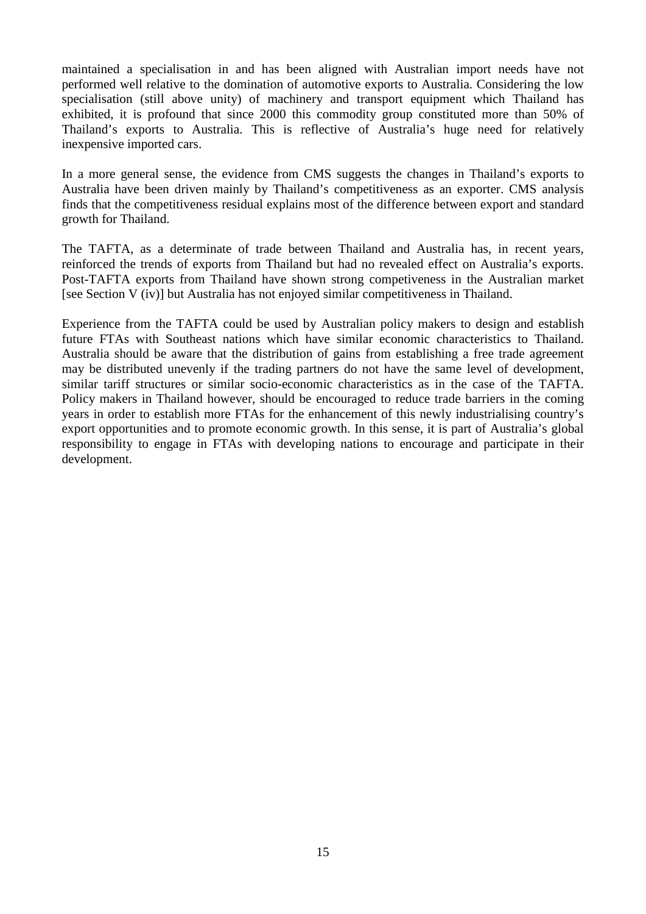maintained a specialisation in and has been aligned with Australian import needs have not performed well relative to the domination of automotive exports to Australia. Considering the low specialisation (still above unity) of machinery and transport equipment which Thailand has exhibited, it is profound that since 2000 this commodity group constituted more than 50% of Thailand's exports to Australia. This is reflective of Australia's huge need for relatively inexpensive imported cars.

In a more general sense, the evidence from CMS suggests the changes in Thailand's exports to Australia have been driven mainly by Thailand's competitiveness as an exporter. CMS analysis finds that the competitiveness residual explains most of the difference between export and standard growth for Thailand.

The TAFTA, as a determinate of trade between Thailand and Australia has, in recent years, reinforced the trends of exports from Thailand but had no revealed effect on Australia's exports. Post-TAFTA exports from Thailand have shown strong competiveness in the Australian market [see Section V (iv)] but Australia has not enjoyed similar competitiveness in Thailand.

Experience from the TAFTA could be used by Australian policy makers to design and establish future FTAs with Southeast nations which have similar economic characteristics to Thailand. Australia should be aware that the distribution of gains from establishing a free trade agreement may be distributed unevenly if the trading partners do not have the same level of development, similar tariff structures or similar socio-economic characteristics as in the case of the TAFTA. Policy makers in Thailand however, should be encouraged to reduce trade barriers in the coming years in order to establish more FTAs for the enhancement of this newly industrialising country's export opportunities and to promote economic growth. In this sense, it is part of Australia's global responsibility to engage in FTAs with developing nations to encourage and participate in their development.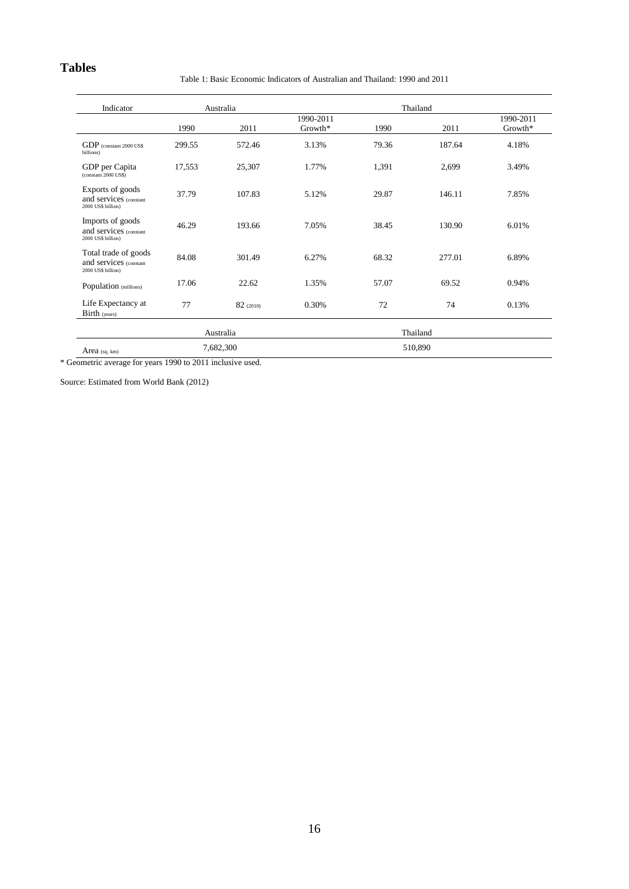## Tables

Table 1: Basic Economic Indicators of Australian and Thailand: 1990 and 2011

| Indicator | Australia | | | Thailand | | |
|---|---|---|---|---|---|---|
| | 1990 | 2011 | 1990-2011 Growth* | 1990 | 2011 | 1990-2011 Growth* |
| GDP (constant 2000 US$ billions) | 299.55 | 572.46 | 3.13% | 79.36 | 187.64 | 4.18% |
| GDP per Capita (constant 2000 US$) | 17,553 | 25,307 | 1.77% | 1,391 | 2,699 | 3.49% |
| Exports of goods and services (constant 2000 US$ billion) | 37.79 | 107.83 | 5.12% | 29.87 | 146.11 | 7.85% |
| Imports of goods and services (constant 2000 US$ billion) | 46.29 | 193.66 | 7.05% | 38.45 | 130.90 | 6.01% |
| Total trade of goods and services (constant 2000 US$ billion) | 84.08 | 301.49 | 6.27% | 68.32 | 277.01 | 6.89% |
| Population (millions) | 17.06 | 22.62 | 1.35% | 57.07 | 69.52 | 0.94% |
| Life Expectancy at Birth (years) | 77 | 82 (2010) | 0.30% | 72 | 74 | 0.13% |
| | Australia | | | Thailand | | |
| Area (sq. km) | 7,682,300 | | | 510,890 | | |

* Geometric average for years 1990 to 2011 inclusive used.

Source: Estimated from World Bank (2012)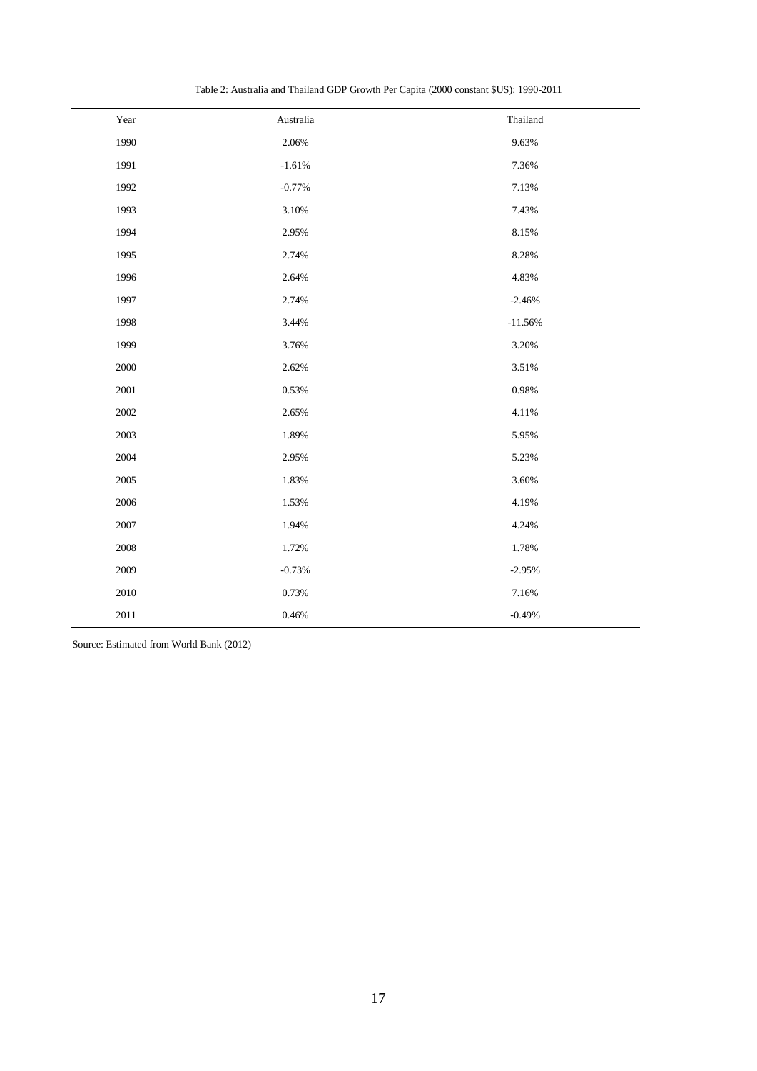Table 2: Australia and Thailand GDP Growth Per Capita (2000 constant $US): 1990-2011

| Year | Australia | Thailand |
|---|---|---|
| 1990 | 2.06% | 9.63% |
| 1991 | -1.61% | 7.36% |
| 1992 | -0.77% | 7.13% |
| 1993 | 3.10% | 7.43% |
| 1994 | 2.95% | 8.15% |
| 1995 | 2.74% | 8.28% |
| 1996 | 2.64% | 4.83% |
| 1997 | 2.74% | -2.46% |
| 1998 | 3.44% | -11.56% |
| 1999 | 3.76% | 3.20% |
| 2000 | 2.62% | 3.51% |
| 2001 | 0.53% | 0.98% |
| 2002 | 2.65% | 4.11% |
| 2003 | 1.89% | 5.95% |
| 2004 | 2.95% | 5.23% |
| 2005 | 1.83% | 3.60% |
| 2006 | 1.53% | 4.19% |
| 2007 | 1.94% | 4.24% |
| 2008 | 1.72% | 1.78% |
| 2009 | -0.73% | -2.95% |
| 2010 | 0.73% | 7.16% |
| 2011 | 0.46% | -0.49% |

Source: Estimated from World Bank (2012)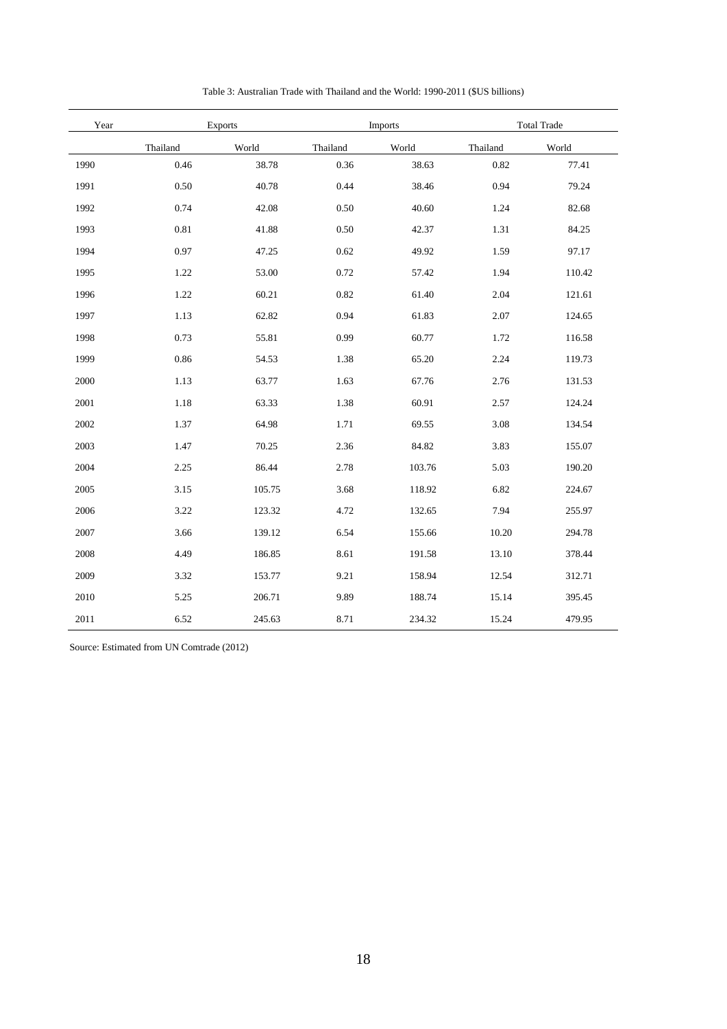Table 3: Australian Trade with Thailand and the World: 1990-2011 ($US billions)

| Year | Exports | | Imports | | Total Trade | |
|---|---|---|---|---|---|---|
| | Thailand | World | Thailand | World | Thailand | World |
| 1990 | 0.46 | 38.78 | 0.36 | 38.63 | 0.82 | 77.41 |
| 1991 | 0.50 | 40.78 | 0.44 | 38.46 | 0.94 | 79.24 |
| 1992 | 0.74 | 42.08 | 0.50 | 40.60 | 1.24 | 82.68 |
| 1993 | 0.81 | 41.88 | 0.50 | 42.37 | 1.31 | 84.25 |
| 1994 | 0.97 | 47.25 | 0.62 | 49.92 | 1.59 | 97.17 |
| 1995 | 1.22 | 53.00 | 0.72 | 57.42 | 1.94 | 110.42 |
| 1996 | 1.22 | 60.21 | 0.82 | 61.40 | 2.04 | 121.61 |
| 1997 | 1.13 | 62.82 | 0.94 | 61.83 | 2.07 | 124.65 |
| 1998 | 0.73 | 55.81 | 0.99 | 60.77 | 1.72 | 116.58 |
| 1999 | 0.86 | 54.53 | 1.38 | 65.20 | 2.24 | 119.73 |
| 2000 | 1.13 | 63.77 | 1.63 | 67.76 | 2.76 | 131.53 |
| 2001 | 1.18 | 63.33 | 1.38 | 60.91 | 2.57 | 124.24 |
| 2002 | 1.37 | 64.98 | 1.71 | 69.55 | 3.08 | 134.54 |
| 2003 | 1.47 | 70.25 | 2.36 | 84.82 | 3.83 | 155.07 |
| 2004 | 2.25 | 86.44 | 2.78 | 103.76 | 5.03 | 190.20 |
| 2005 | 3.15 | 105.75 | 3.68 | 118.92 | 6.82 | 224.67 |
| 2006 | 3.22 | 123.32 | 4.72 | 132.65 | 7.94 | 255.97 |
| 2007 | 3.66 | 139.12 | 6.54 | 155.66 | 10.20 | 294.78 |
| 2008 | 4.49 | 186.85 | 8.61 | 191.58 | 13.10 | 378.44 |
| 2009 | 3.32 | 153.77 | 9.21 | 158.94 | 12.54 | 312.71 |
| 2010 | 5.25 | 206.71 | 9.89 | 188.74 | 15.14 | 395.45 |
| 2011 | 6.52 | 245.63 | 8.71 | 234.32 | 15.24 | 479.95 |

Source: Estimated from UN Comtrade (2012)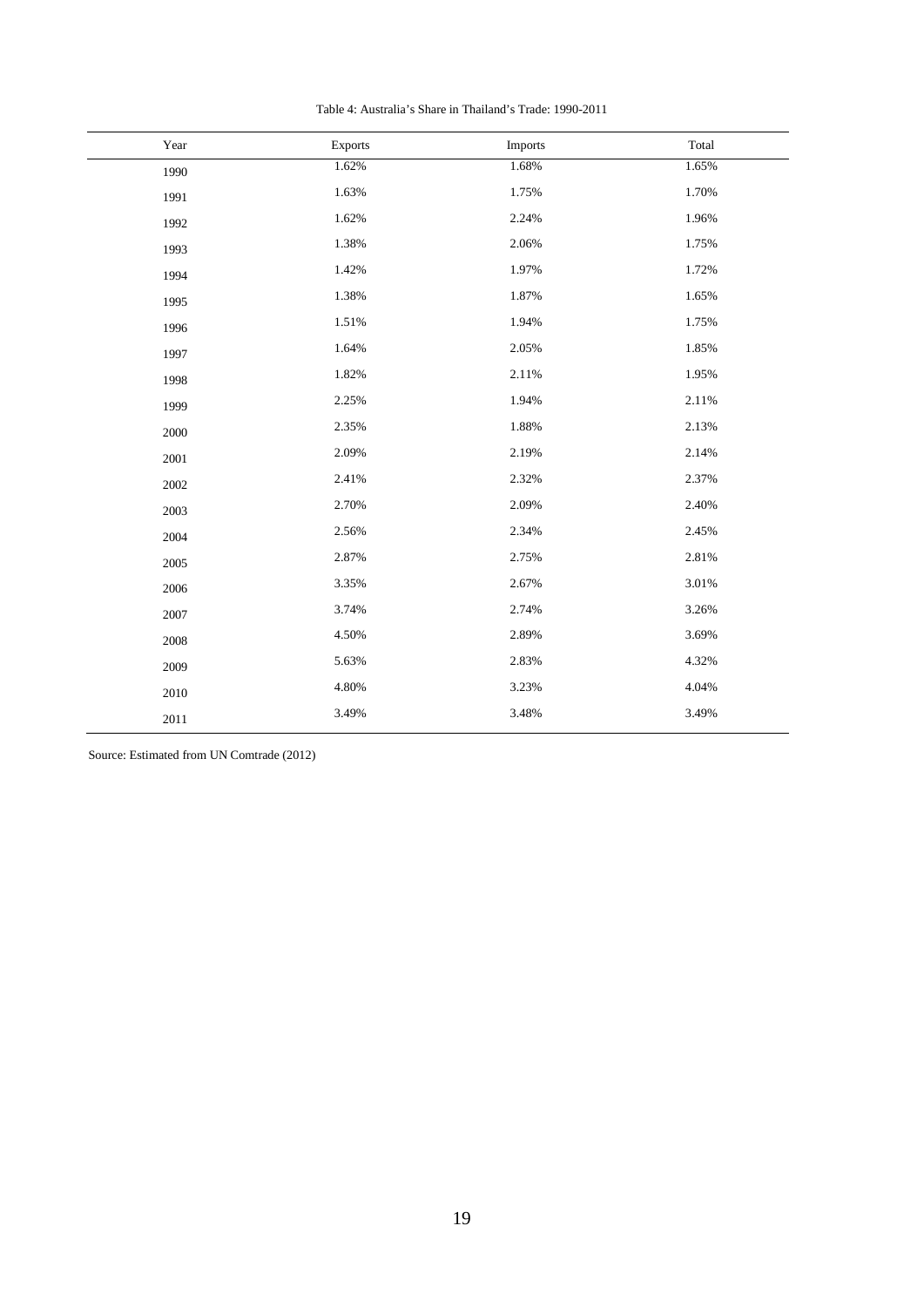Table 4: Australia's Share in Thailand's Trade: 1990-2011

| Year | Exports | Imports | Total |
|---|---|---|---|
| 1990 | 1.62% | 1.68% | 1.65% |
| 1991 | 1.63% | 1.75% | 1.70% |
| 1992 | 1.62% | 2.24% | 1.96% |
| 1993 | 1.38% | 2.06% | 1.75% |
| 1994 | 1.42% | 1.97% | 1.72% |
| 1995 | 1.38% | 1.87% | 1.65% |
| 1996 | 1.51% | 1.94% | 1.75% |
| 1997 | 1.64% | 2.05% | 1.85% |
| 1998 | 1.82% | 2.11% | 1.95% |
| 1999 | 2.25% | 1.94% | 2.11% |
| 2000 | 2.35% | 1.88% | 2.13% |
| 2001 | 2.09% | 2.19% | 2.14% |
| 2002 | 2.41% | 2.32% | 2.37% |
| 2003 | 2.70% | 2.09% | 2.40% |
| 2004 | 2.56% | 2.34% | 2.45% |
| 2005 | 2.87% | 2.75% | 2.81% |
| 2006 | 3.35% | 2.67% | 3.01% |
| 2007 | 3.74% | 2.74% | 3.26% |
| 2008 | 4.50% | 2.89% | 3.69% |
| 2009 | 5.63% | 2.83% | 4.32% |
| 2010 | 4.80% | 3.23% | 4.04% |
| 2011 | 3.49% | 3.48% | 3.49% |

Source: Estimated from UN Comtrade (2012)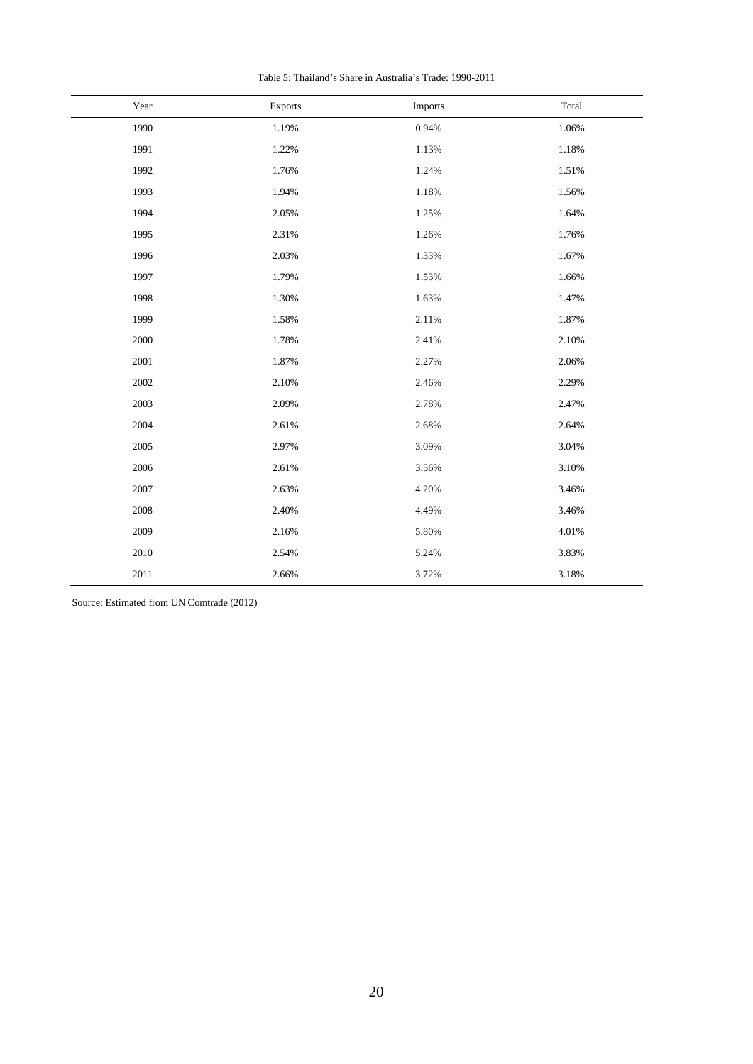Table 5: Thailand's Share in Australia's Trade: 1990-2011

| Year | Exports | Imports | Total |
|---|---|---|---|
| 1990 | 1.19% | 0.94% | 1.06% |
| 1991 | 1.22% | 1.13% | 1.18% |
| 1992 | 1.76% | 1.24% | 1.51% |
| 1993 | 1.94% | 1.18% | 1.56% |
| 1994 | 2.05% | 1.25% | 1.64% |
| 1995 | 2.31% | 1.26% | 1.76% |
| 1996 | 2.03% | 1.33% | 1.67% |
| 1997 | 1.79% | 1.53% | 1.66% |
| 1998 | 1.30% | 1.63% | 1.47% |
| 1999 | 1.58% | 2.11% | 1.87% |
| 2000 | 1.78% | 2.41% | 2.10% |
| 2001 | 1.87% | 2.27% | 2.06% |
| 2002 | 2.10% | 2.46% | 2.29% |
| 2003 | 2.09% | 2.78% | 2.47% |
| 2004 | 2.61% | 2.68% | 2.64% |
| 2005 | 2.97% | 3.09% | 3.04% |
| 2006 | 2.61% | 3.56% | 3.10% |
| 2007 | 2.63% | 4.20% | 3.46% |
| 2008 | 2.40% | 4.49% | 3.46% |
| 2009 | 2.16% | 5.80% | 4.01% |
| 2010 | 2.54% | 5.24% | 3.83% |
| 2011 | 2.66% | 3.72% | 3.18% |

Source: Estimated from UN Comtrade (2012)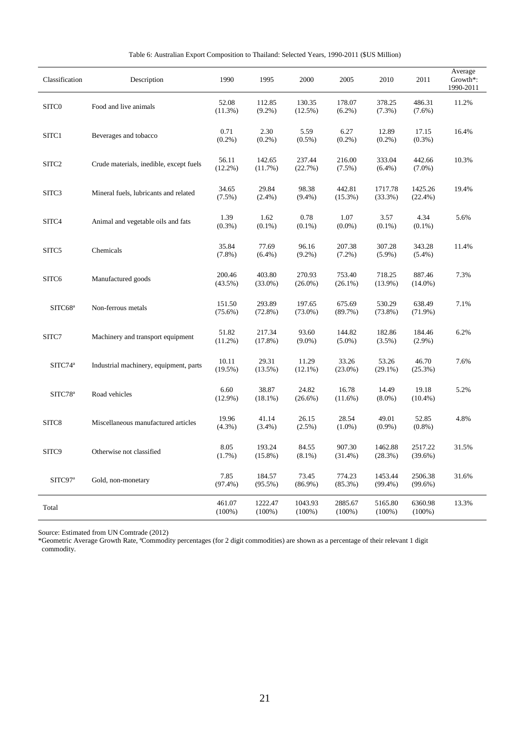Table 6: Australian Export Composition to Thailand: Selected Years, 1990-2011 ($US Million)

| Classification | Description | 1990 | 1995 | 2000 | 2005 | 2010 | 2011 | Average Growth*: 1990-2011 |
|---|---|---|---|---|---|---|---|---|
| SITC0 | Food and live animals | 52.08 (11.3%) | 112.85 (9.2%) | 130.35 (12.5%) | 178.07 (6.2%) | 378.25 (7.3%) | 486.31 (7.6%) | 11.2% |
| SITC1 | Beverages and tobacco | 0.71 (0.2%) | 2.30 (0.2%) | 5.59 (0.5%) | 6.27 (0.2%) | 12.89 (0.2%) | 17.15 (0.3%) | 16.4% |
| SITC2 | Crude materials, inedible, except fuels | 56.11 (12.2%) | 142.65 (11.7%) | 237.44 (22.7%) | 216.00 (7.5%) | 333.04 (6.4%) | 442.66 (7.0%) | 10.3% |
| SITC3 | Mineral fuels, lubricants and related | 34.65 (7.5%) | 29.84 (2.4%) | 98.38 (9.4%) | 442.81 (15.3%) | 1717.78 (33.3%) | 1425.26 (22.4%) | 19.4% |
| SITC4 | Animal and vegetable oils and fats | 1.39 (0.3%) | 1.62 (0.1%) | 0.78 (0.1%) | 1.07 (0.0%) | 3.57 (0.1%) | 4.34 (0.1%) | 5.6% |
| SITC5 | Chemicals | 35.84 (7.8%) | 77.69 (6.4%) | 96.16 (9.2%) | 207.38 (7.2%) | 307.28 (5.9%) | 343.28 (5.4%) | 11.4% |
| SITC6 | Manufactured goods | 200.46 (43.5%) | 403.80 (33.0%) | 270.93 (26.0%) | 753.40 (26.1%) | 718.25 (13.9%) | 887.46 (14.0%) | 7.3% |
| SITC68[a] | Non-ferrous metals | 151.50 (75.6%) | 293.89 (72.8%) | 197.65 (73.0%) | 675.69 (89.7%) | 530.29 (73.8%) | 638.49 (71.9%) | 7.1% |
| SITC7 | Machinery and transport equipment | 51.82 (11.2%) | 217.34 (17.8%) | 93.60 (9.0%) | 144.82 (5.0%) | 182.86 (3.5%) | 184.46 (2.9%) | 6.2% |
| SITC74[a] | Industrial machinery, equipment, parts | 10.11 (19.5%) | 29.31 (13.5%) | 11.29 (12.1%) | 33.26 (23.0%) | 53.26 (29.1%) | 46.70 (25.3%) | 7.6% |
| SITC78[a] | Road vehicles | 6.60 (12.9%) | 38.87 (18.1%) | 24.82 (26.6%) | 16.78 (11.6%) | 14.49 (8.0%) | 19.18 (10.4%) | 5.2% |
| SITC8 | Miscellaneous manufactured articles | 19.96 (4.3%) | 41.14 (3.4%) | 26.15 (2.5%) | 28.54 (1.0%) | 49.01 (0.9%) | 52.85 (0.8%) | 4.8% |
| SITC9 | Otherwise not classified | 8.05 (1.7%) | 193.24 (15.8%) | 84.55 (8.1%) | 907.30 (31.4%) | 1462.88 (28.3%) | 2517.22 (39.6%) | 31.5% |
| SITC97[a] | Gold, non-monetary | 7.85 (97.4%) | 184.57 (95.5%) | 73.45 (86.9%) | 774.23 (85.3%) | 1453.44 (99.4%) | 2506.38 (99.6%) | 31.6% |
| Total | | 461.07 (100%) | 1222.47 (100%) | 1043.93 (100%) | 2885.67 (100%) | 5165.80 (100%) | 6360.98 (100%) | 13.3% |

Source: Estimated from UN Comtrade (2012)

*Geometric Average Growth Rate, [a]Commodity percentages (for 2 digit commodities) are shown as a percentage of their relevant 1 digit commodity.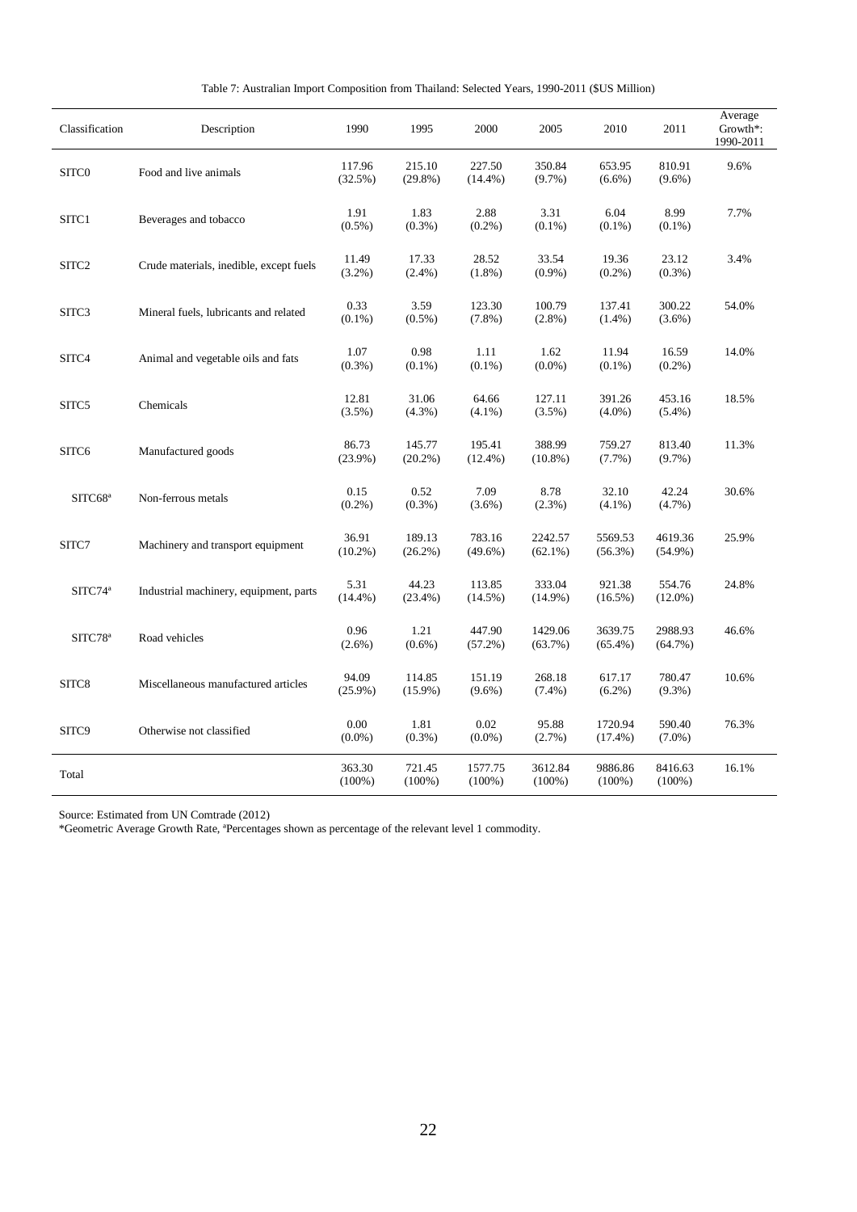Table 7: Australian Import Composition from Thailand: Selected Years, 1990-2011 ($US Million)

| Classification | Description | 1990 | 1995 | 2000 | 2005 | 2010 | 2011 | Average Growth*: 1990-2011 |
|---|---|---|---|---|---|---|---|---|
| SITC0 | Food and live animals | 117.96 (32.5%) | 215.10 (29.8%) | 227.50 (14.4%) | 350.84 (9.7%) | 653.95 (6.6%) | 810.91 (9.6%) | 9.6% |
| SITC1 | Beverages and tobacco | 1.91 (0.5%) | 1.83 (0.3%) | 2.88 (0.2%) | 3.31 (0.1%) | 6.04 (0.1%) | 8.99 (0.1%) | 7.7% |
| SITC2 | Crude materials, inedible, except fuels | 11.49 (3.2%) | 17.33 (2.4%) | 28.52 (1.8%) | 33.54 (0.9%) | 19.36 (0.2%) | 23.12 (0.3%) | 3.4% |
| SITC3 | Mineral fuels, lubricants and related | 0.33 (0.1%) | 3.59 (0.5%) | 123.30 (7.8%) | 100.79 (2.8%) | 137.41 (1.4%) | 300.22 (3.6%) | 54.0% |
| SITC4 | Animal and vegetable oils and fats | 1.07 (0.3%) | 0.98 (0.1%) | 1.11 (0.1%) | 1.62 (0.0%) | 11.94 (0.1%) | 16.59 (0.2%) | 14.0% |
| SITC5 | Chemicals | 12.81 (3.5%) | 31.06 (4.3%) | 64.66 (4.1%) | 127.11 (3.5%) | 391.26 (4.0%) | 453.16 (5.4%) | 18.5% |
| SITC6 | Manufactured goods | 86.73 (23.9%) | 145.77 (20.2%) | 195.41 (12.4%) | 388.99 (10.8%) | 759.27 (7.7%) | 813.40 (9.7%) | 11.3% |
| SITC68[a] | Non-ferrous metals | 0.15 (0.2%) | 0.52 (0.3%) | 7.09 (3.6%) | 8.78 (2.3%) | 32.10 (4.1%) | 42.24 (4.7%) | 30.6% |
| SITC7 | Machinery and transport equipment | 36.91 (10.2%) | 189.13 (26.2%) | 783.16 (49.6%) | 2242.57 (62.1%) | 5569.53 (56.3%) | 4619.36 (54.9%) | 25.9% |
| SITC74[a] | Industrial machinery, equipment, parts | 5.31 (14.4%) | 44.23 (23.4%) | 113.85 (14.5%) | 333.04 (14.9%) | 921.38 (16.5%) | 554.76 (12.0%) | 24.8% |
| SITC78[a] | Road vehicles | 0.96 (2.6%) | 1.21 (0.6%) | 447.90 (57.2%) | 1429.06 (63.7%) | 3639.75 (65.4%) | 2988.93 (64.7%) | 46.6% |
| SITC8 | Miscellaneous manufactured articles | 94.09 (25.9%) | 114.85 (15.9%) | 151.19 (9.6%) | 268.18 (7.4%) | 617.17 (6.2%) | 780.47 (9.3%) | 10.6% |
| SITC9 | Otherwise not classified | 0.00 (0.0%) | 1.81 (0.3%) | 0.02 (0.0%) | 95.88 (2.7%) | 1720.94 (17.4%) | 590.40 (7.0%) | 76.3% |
| Total | | 363.30 (100%) | 721.45 (100%) | 1577.75 (100%) | 3612.84 (100%) | 9886.86 (100%) | 8416.63 (100%) | 16.1% |

Source: Estimated from UN Comtrade (2012)

*Geometric Average Growth Rate, [a]Percentages shown as percentage of the relevant level 1 commodity.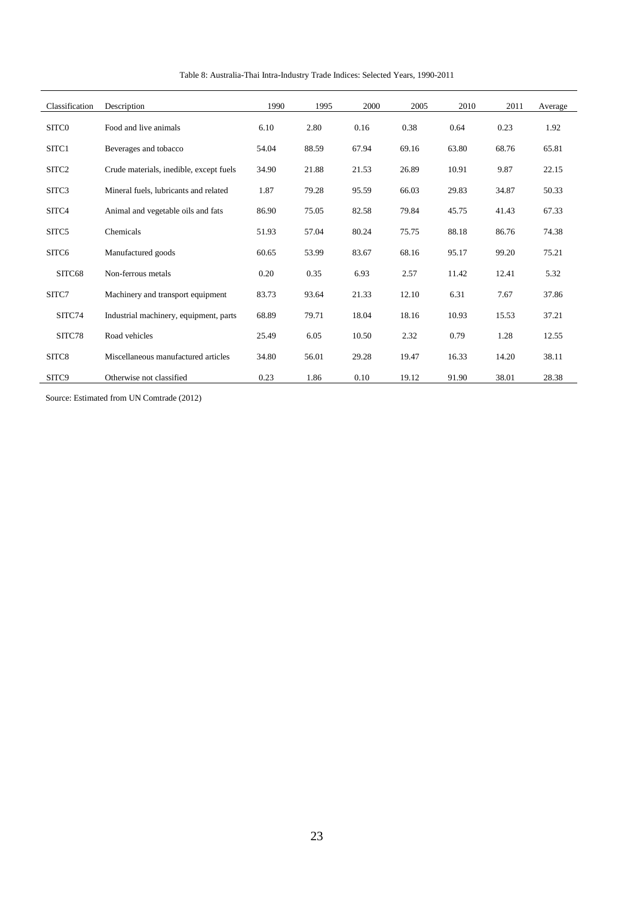Table 8: Australia-Thai Intra-Industry Trade Indices: Selected Years, 1990-2011

| Classification | Description | 1990 | 1995 | 2000 | 2005 | 2010 | 2011 | Average |
|---|---|---|---|---|---|---|---|---|
| SITC0 | Food and live animals | 6.10 | 2.80 | 0.16 | 0.38 | 0.64 | 0.23 | 1.92 |
| SITC1 | Beverages and tobacco | 54.04 | 88.59 | 67.94 | 69.16 | 63.80 | 68.76 | 65.81 |
| SITC2 | Crude materials, inedible, except fuels | 34.90 | 21.88 | 21.53 | 26.89 | 10.91 | 9.87 | 22.15 |
| SITC3 | Mineral fuels, lubricants and related | 1.87 | 79.28 | 95.59 | 66.03 | 29.83 | 34.87 | 50.33 |
| SITC4 | Animal and vegetable oils and fats | 86.90 | 75.05 | 82.58 | 79.84 | 45.75 | 41.43 | 67.33 |
| SITC5 | Chemicals | 51.93 | 57.04 | 80.24 | 75.75 | 88.18 | 86.76 | 74.38 |
| SITC6 | Manufactured goods | 60.65 | 53.99 | 83.67 | 68.16 | 95.17 | 99.20 | 75.21 |
| SITC68 | Non-ferrous metals | 0.20 | 0.35 | 6.93 | 2.57 | 11.42 | 12.41 | 5.32 |
| SITC7 | Machinery and transport equipment | 83.73 | 93.64 | 21.33 | 12.10 | 6.31 | 7.67 | 37.86 |
| SITC74 | Industrial machinery, equipment, parts | 68.89 | 79.71 | 18.04 | 18.16 | 10.93 | 15.53 | 37.21 |
| SITC78 | Road vehicles | 25.49 | 6.05 | 10.50 | 2.32 | 0.79 | 1.28 | 12.55 |
| SITC8 | Miscellaneous manufactured articles | 34.80 | 56.01 | 29.28 | 19.47 | 16.33 | 14.20 | 38.11 |
| SITC9 | Otherwise not classified | 0.23 | 1.86 | 0.10 | 19.12 | 91.90 | 38.01 | 28.38 |

Source: Estimated from UN Comtrade (2012)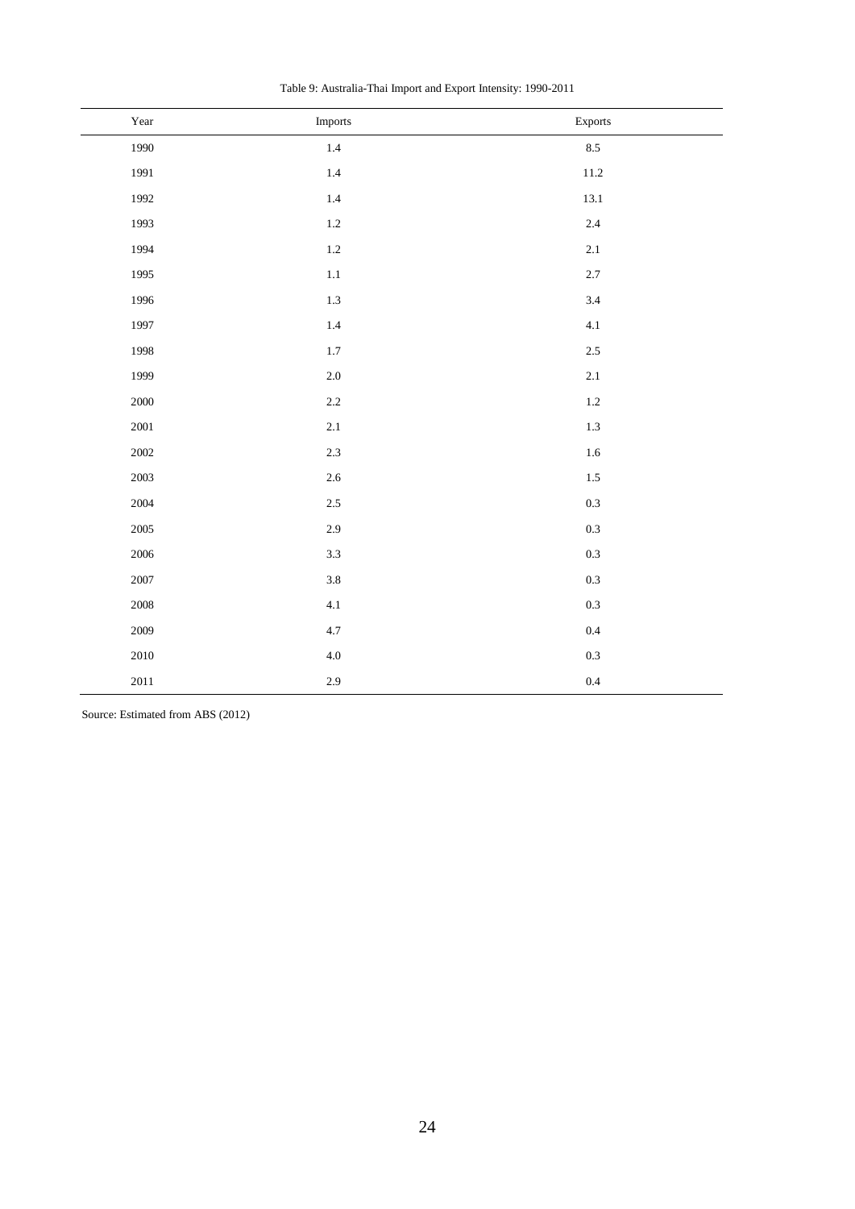Table 9: Australia-Thai Import and Export Intensity: 1990-2011

| Year | Imports | Exports |
|---|---|---|
| 1990 | 1.4 | 8.5 |
| 1991 | 1.4 | 11.2 |
| 1992 | 1.4 | 13.1 |
| 1993 | 1.2 | 2.4 |
| 1994 | 1.2 | 2.1 |
| 1995 | 1.1 | 2.7 |
| 1996 | 1.3 | 3.4 |
| 1997 | 1.4 | 4.1 |
| 1998 | 1.7 | 2.5 |
| 1999 | 2.0 | 2.1 |
| 2000 | 2.2 | 1.2 |
| 2001 | 2.1 | 1.3 |
| 2002 | 2.3 | 1.6 |
| 2003 | 2.6 | 1.5 |
| 2004 | 2.5 | 0.3 |
| 2005 | 2.9 | 0.3 |
| 2006 | 3.3 | 0.3 |
| 2007 | 3.8 | 0.3 |
| 2008 | 4.1 | 0.3 |
| 2009 | 4.7 | 0.4 |
| 2010 | 4.0 | 0.3 |
| 2011 | 2.9 | 0.4 |

Source: Estimated from ABS (2012)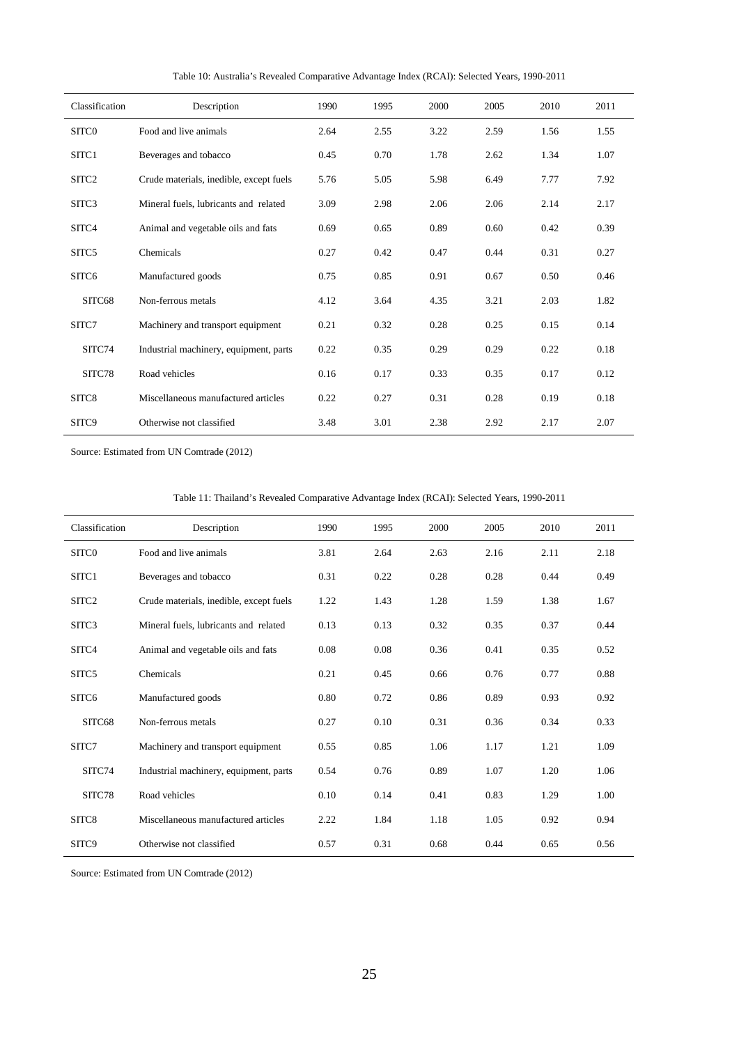Table 10: Australia's Revealed Comparative Advantage Index (RCAI): Selected Years, 1990-2011

| Classification | Description | 1990 | 1995 | 2000 | 2005 | 2010 | 2011 |
|---|---|---|---|---|---|---|---|
| SITC0 | Food and live animals | 2.64 | 2.55 | 3.22 | 2.59 | 1.56 | 1.55 |
| SITC1 | Beverages and tobacco | 0.45 | 0.70 | 1.78 | 2.62 | 1.34 | 1.07 |
| SITC2 | Crude materials, inedible, except fuels | 5.76 | 5.05 | 5.98 | 6.49 | 7.77 | 7.92 |
| SITC3 | Mineral fuels, lubricants and related | 3.09 | 2.98 | 2.06 | 2.06 | 2.14 | 2.17 |
| SITC4 | Animal and vegetable oils and fats | 0.69 | 0.65 | 0.89 | 0.60 | 0.42 | 0.39 |
| SITC5 | Chemicals | 0.27 | 0.42 | 0.47 | 0.44 | 0.31 | 0.27 |
| SITC6 | Manufactured goods | 0.75 | 0.85 | 0.91 | 0.67 | 0.50 | 0.46 |
| SITC68 | Non-ferrous metals | 4.12 | 3.64 | 4.35 | 3.21 | 2.03 | 1.82 |
| SITC7 | Machinery and transport equipment | 0.21 | 0.32 | 0.28 | 0.25 | 0.15 | 0.14 |
| SITC74 | Industrial machinery, equipment, parts | 0.22 | 0.35 | 0.29 | 0.29 | 0.22 | 0.18 |
| SITC78 | Road vehicles | 0.16 | 0.17 | 0.33 | 0.35 | 0.17 | 0.12 |
| SITC8 | Miscellaneous manufactured articles | 0.22 | 0.27 | 0.31 | 0.28 | 0.19 | 0.18 |
| SITC9 | Otherwise not classified | 3.48 | 3.01 | 2.38 | 2.92 | 2.17 | 2.07 |

Source: Estimated from UN Comtrade (2012)

Table 11: Thailand's Revealed Comparative Advantage Index (RCAI): Selected Years, 1990-2011

| Classification | Description | 1990 | 1995 | 2000 | 2005 | 2010 | 2011 |
|---|---|---|---|---|---|---|---|
| SITC0 | Food and live animals | 3.81 | 2.64 | 2.63 | 2.16 | 2.11 | 2.18 |
| SITC1 | Beverages and tobacco | 0.31 | 0.22 | 0.28 | 0.28 | 0.44 | 0.49 |
| SITC2 | Crude materials, inedible, except fuels | 1.22 | 1.43 | 1.28 | 1.59 | 1.38 | 1.67 |
| SITC3 | Mineral fuels, lubricants and related | 0.13 | 0.13 | 0.32 | 0.35 | 0.37 | 0.44 |
| SITC4 | Animal and vegetable oils and fats | 0.08 | 0.08 | 0.36 | 0.41 | 0.35 | 0.52 |
| SITC5 | Chemicals | 0.21 | 0.45 | 0.66 | 0.76 | 0.77 | 0.88 |
| SITC6 | Manufactured goods | 0.80 | 0.72 | 0.86 | 0.89 | 0.93 | 0.92 |
| SITC68 | Non-ferrous metals | 0.27 | 0.10 | 0.31 | 0.36 | 0.34 | 0.33 |
| SITC7 | Machinery and transport equipment | 0.55 | 0.85 | 1.06 | 1.17 | 1.21 | 1.09 |
| SITC74 | Industrial machinery, equipment, parts | 0.54 | 0.76 | 0.89 | 1.07 | 1.20 | 1.06 |
| SITC78 | Road vehicles | 0.10 | 0.14 | 0.41 | 0.83 | 1.29 | 1.00 |
| SITC8 | Miscellaneous manufactured articles | 2.22 | 1.84 | 1.18 | 1.05 | 0.92 | 0.94 |
| SITC9 | Otherwise not classified | 0.57 | 0.31 | 0.68 | 0.44 | 0.65 | 0.56 |

Source: Estimated from UN Comtrade (2012)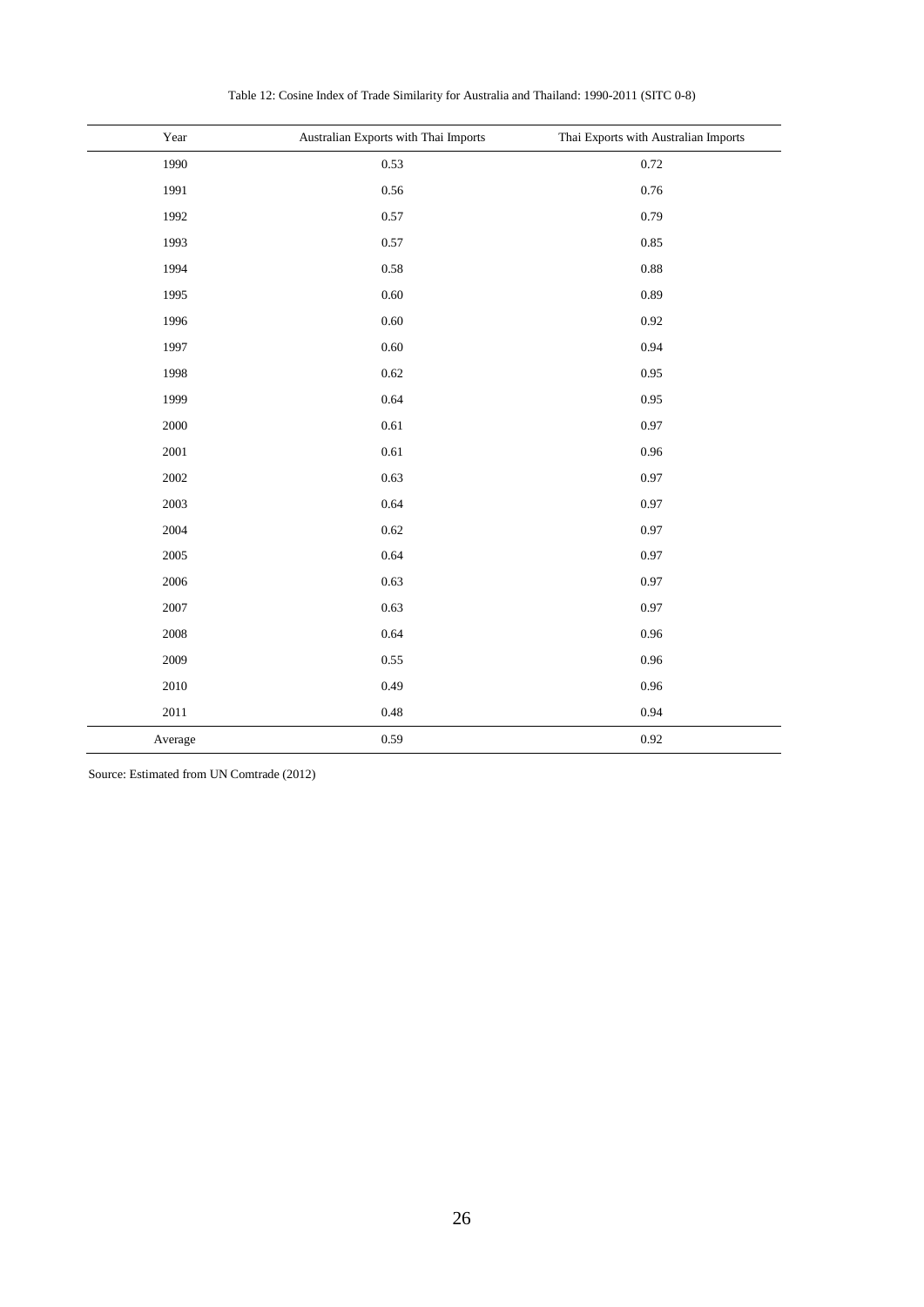Table 12: Cosine Index of Trade Similarity for Australia and Thailand: 1990-2011 (SITC 0-8)

| Year | Australian Exports with Thai Imports | Thai Exports with Australian Imports |
|---|---|---|
| 1990 | 0.53 | 0.72 |
| 1991 | 0.56 | 0.76 |
| 1992 | 0.57 | 0.79 |
| 1993 | 0.57 | 0.85 |
| 1994 | 0.58 | 0.88 |
| 1995 | 0.60 | 0.89 |
| 1996 | 0.60 | 0.92 |
| 1997 | 0.60 | 0.94 |
| 1998 | 0.62 | 0.95 |
| 1999 | 0.64 | 0.95 |
| 2000 | 0.61 | 0.97 |
| 2001 | 0.61 | 0.96 |
| 2002 | 0.63 | 0.97 |
| 2003 | 0.64 | 0.97 |
| 2004 | 0.62 | 0.97 |
| 2005 | 0.64 | 0.97 |
| 2006 | 0.63 | 0.97 |
| 2007 | 0.63 | 0.97 |
| 2008 | 0.64 | 0.96 |
| 2009 | 0.55 | 0.96 |
| 2010 | 0.49 | 0.96 |
| 2011 | 0.48 | 0.94 |
| Average | 0.59 | 0.92 |

Source: Estimated from UN Comtrade (2012)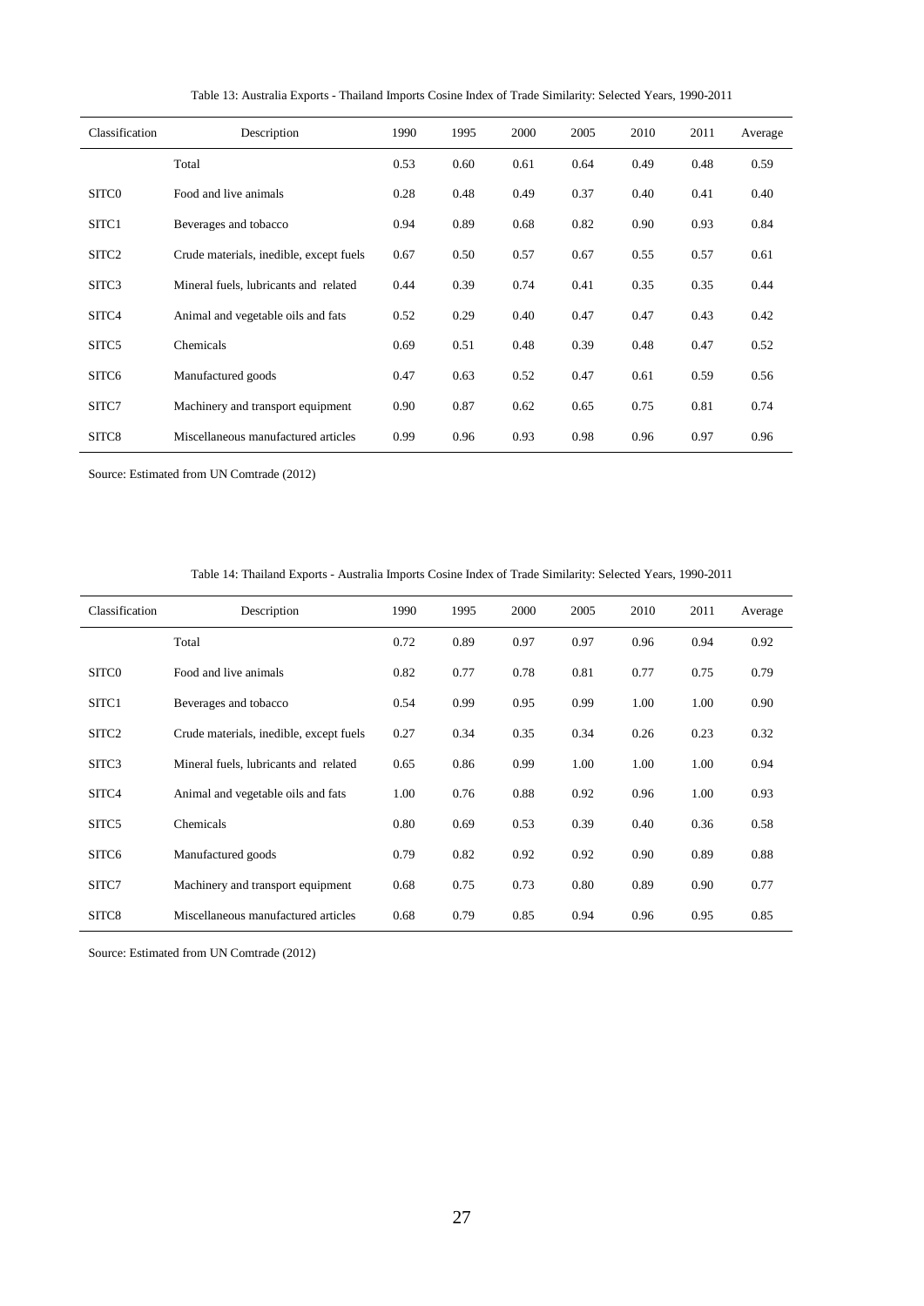Table 13: Australia Exports - Thailand Imports Cosine Index of Trade Similarity: Selected Years, 1990-2011

| Classification | Description | 1990 | 1995 | 2000 | 2005 | 2010 | 2011 | Average |
|---|---|---|---|---|---|---|---|---|
| | Total | 0.53 | 0.60 | 0.61 | 0.64 | 0.49 | 0.48 | 0.59 |
| SITC0 | Food and live animals | 0.28 | 0.48 | 0.49 | 0.37 | 0.40 | 0.41 | 0.40 |
| SITC1 | Beverages and tobacco | 0.94 | 0.89 | 0.68 | 0.82 | 0.90 | 0.93 | 0.84 |
| SITC2 | Crude materials, inedible, except fuels | 0.67 | 0.50 | 0.57 | 0.67 | 0.55 | 0.57 | 0.61 |
| SITC3 | Mineral fuels, lubricants and related | 0.44 | 0.39 | 0.74 | 0.41 | 0.35 | 0.35 | 0.44 |
| SITC4 | Animal and vegetable oils and fats | 0.52 | 0.29 | 0.40 | 0.47 | 0.47 | 0.43 | 0.42 |
| SITC5 | Chemicals | 0.69 | 0.51 | 0.48 | 0.39 | 0.48 | 0.47 | 0.52 |
| SITC6 | Manufactured goods | 0.47 | 0.63 | 0.52 | 0.47 | 0.61 | 0.59 | 0.56 |
| SITC7 | Machinery and transport equipment | 0.90 | 0.87 | 0.62 | 0.65 | 0.75 | 0.81 | 0.74 |
| SITC8 | Miscellaneous manufactured articles | 0.99 | 0.96 | 0.93 | 0.98 | 0.96 | 0.97 | 0.96 |

Source: Estimated from UN Comtrade (2012)

Table 14: Thailand Exports - Australia Imports Cosine Index of Trade Similarity: Selected Years, 1990-2011

| Classification | Description | 1990 | 1995 | 2000 | 2005 | 2010 | 2011 | Average |
|---|---|---|---|---|---|---|---|---|
| | Total | 0.72 | 0.89 | 0.97 | 0.97 | 0.96 | 0.94 | 0.92 |
| SITC0 | Food and live animals | 0.82 | 0.77 | 0.78 | 0.81 | 0.77 | 0.75 | 0.79 |
| SITC1 | Beverages and tobacco | 0.54 | 0.99 | 0.95 | 0.99 | 1.00 | 1.00 | 0.90 |
| SITC2 | Crude materials, inedible, except fuels | 0.27 | 0.34 | 0.35 | 0.34 | 0.26 | 0.23 | 0.32 |
| SITC3 | Mineral fuels, lubricants and related | 0.65 | 0.86 | 0.99 | 1.00 | 1.00 | 1.00 | 0.94 |
| SITC4 | Animal and vegetable oils and fats | 1.00 | 0.76 | 0.88 | 0.92 | 0.96 | 1.00 | 0.93 |
| SITC5 | Chemicals | 0.80 | 0.69 | 0.53 | 0.39 | 0.40 | 0.36 | 0.58 |
| SITC6 | Manufactured goods | 0.79 | 0.82 | 0.92 | 0.92 | 0.90 | 0.89 | 0.88 |
| SITC7 | Machinery and transport equipment | 0.68 | 0.75 | 0.73 | 0.80 | 0.89 | 0.90 | 0.77 |
| SITC8 | Miscellaneous manufactured articles | 0.68 | 0.79 | 0.85 | 0.94 | 0.96 | 0.95 | 0.85 |

Source: Estimated from UN Comtrade (2012)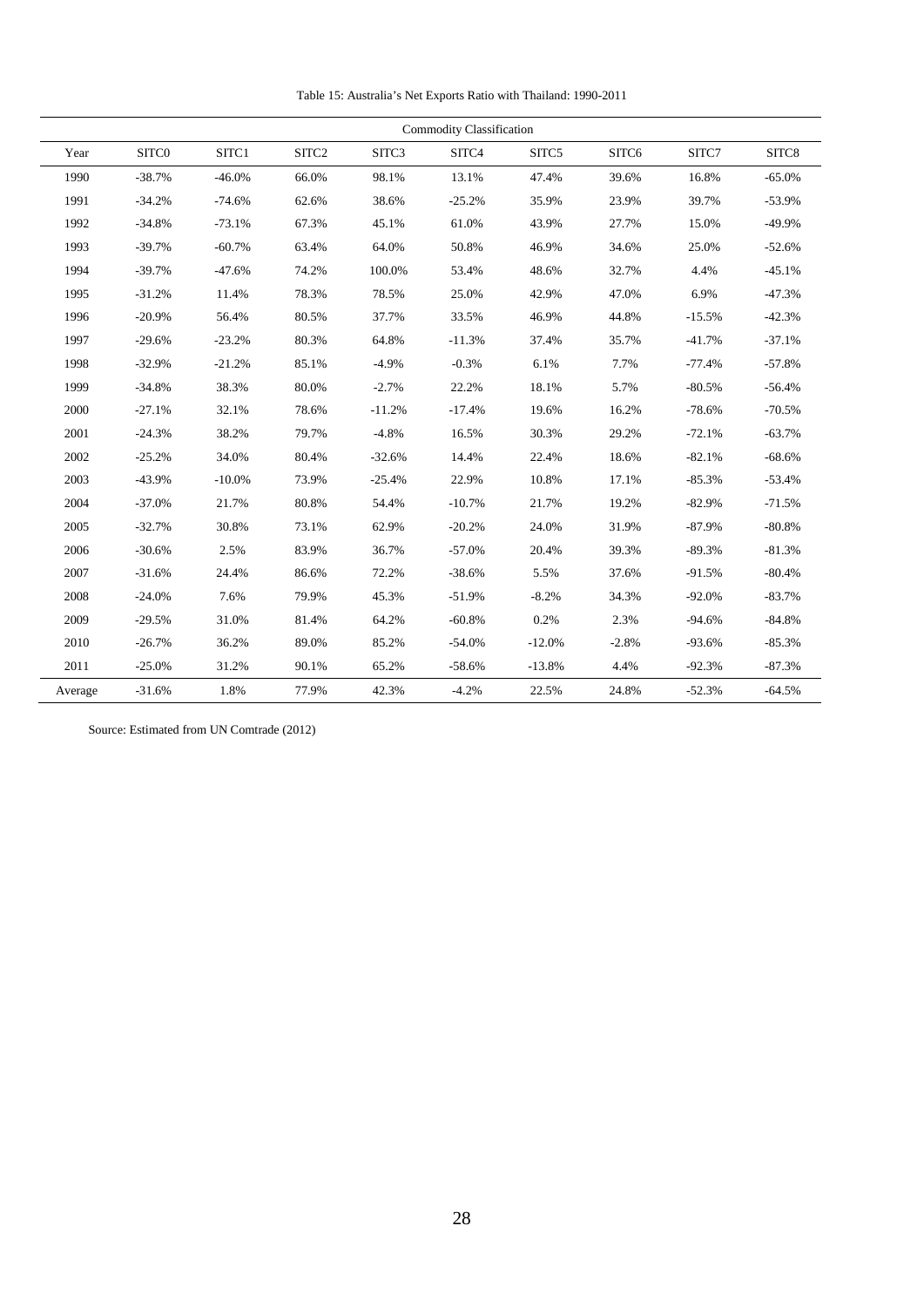Table 15: Australia's Net Exports Ratio with Thailand: 1990-2011

| | Commodity Classification | | | | | | | | |
|---|---|---|---|---|---|---|---|---|---|
| Year | SITC0 | SITC1 | SITC2 | SITC3 | SITC4 | SITC5 | SITC6 | SITC7 | SITC8 |
| 1990 | -38.7% | -46.0% | 66.0% | 98.1% | 13.1% | 47.4% | 39.6% | 16.8% | -65.0% |
| 1991 | -34.2% | -74.6% | 62.6% | 38.6% | -25.2% | 35.9% | 23.9% | 39.7% | -53.9% |
| 1992 | -34.8% | -73.1% | 67.3% | 45.1% | 61.0% | 43.9% | 27.7% | 15.0% | -49.9% |
| 1993 | -39.7% | -60.7% | 63.4% | 64.0% | 50.8% | 46.9% | 34.6% | 25.0% | -52.6% |
| 1994 | -39.7% | -47.6% | 74.2% | 100.0% | 53.4% | 48.6% | 32.7% | 4.4% | -45.1% |
| 1995 | -31.2% | 11.4% | 78.3% | 78.5% | 25.0% | 42.9% | 47.0% | 6.9% | -47.3% |
| 1996 | -20.9% | 56.4% | 80.5% | 37.7% | 33.5% | 46.9% | 44.8% | -15.5% | -42.3% |
| 1997 | -29.6% | -23.2% | 80.3% | 64.8% | -11.3% | 37.4% | 35.7% | -41.7% | -37.1% |
| 1998 | -32.9% | -21.2% | 85.1% | -4.9% | -0.3% | 6.1% | 7.7% | -77.4% | -57.8% |
| 1999 | -34.8% | 38.3% | 80.0% | -2.7% | 22.2% | 18.1% | 5.7% | -80.5% | -56.4% |
| 2000 | -27.1% | 32.1% | 78.6% | -11.2% | -17.4% | 19.6% | 16.2% | -78.6% | -70.5% |
| 2001 | -24.3% | 38.2% | 79.7% | -4.8% | 16.5% | 30.3% | 29.2% | -72.1% | -63.7% |
| 2002 | -25.2% | 34.0% | 80.4% | -32.6% | 14.4% | 22.4% | 18.6% | -82.1% | -68.6% |
| 2003 | -43.9% | -10.0% | 73.9% | -25.4% | 22.9% | 10.8% | 17.1% | -85.3% | -53.4% |
| 2004 | -37.0% | 21.7% | 80.8% | 54.4% | -10.7% | 21.7% | 19.2% | -82.9% | -71.5% |
| 2005 | -32.7% | 30.8% | 73.1% | 62.9% | -20.2% | 24.0% | 31.9% | -87.9% | -80.8% |
| 2006 | -30.6% | 2.5% | 83.9% | 36.7% | -57.0% | 20.4% | 39.3% | -89.3% | -81.3% |
| 2007 | -31.6% | 24.4% | 86.6% | 72.2% | -38.6% | 5.5% | 37.6% | -91.5% | -80.4% |
| 2008 | -24.0% | 7.6% | 79.9% | 45.3% | -51.9% | -8.2% | 34.3% | -92.0% | -83.7% |
| 2009 | -29.5% | 31.0% | 81.4% | 64.2% | -60.8% | 0.2% | 2.3% | -94.6% | -84.8% |
| 2010 | -26.7% | 36.2% | 89.0% | 85.2% | -54.0% | -12.0% | -2.8% | -93.6% | -85.3% |
| 2011 | -25.0% | 31.2% | 90.1% | 65.2% | -58.6% | -13.8% | 4.4% | -92.3% | -87.3% |
| Average | -31.6% | 1.8% | 77.9% | 42.3% | -4.2% | 22.5% | 24.8% | -52.3% | -64.5% |

Source: Estimated from UN Comtrade (2012)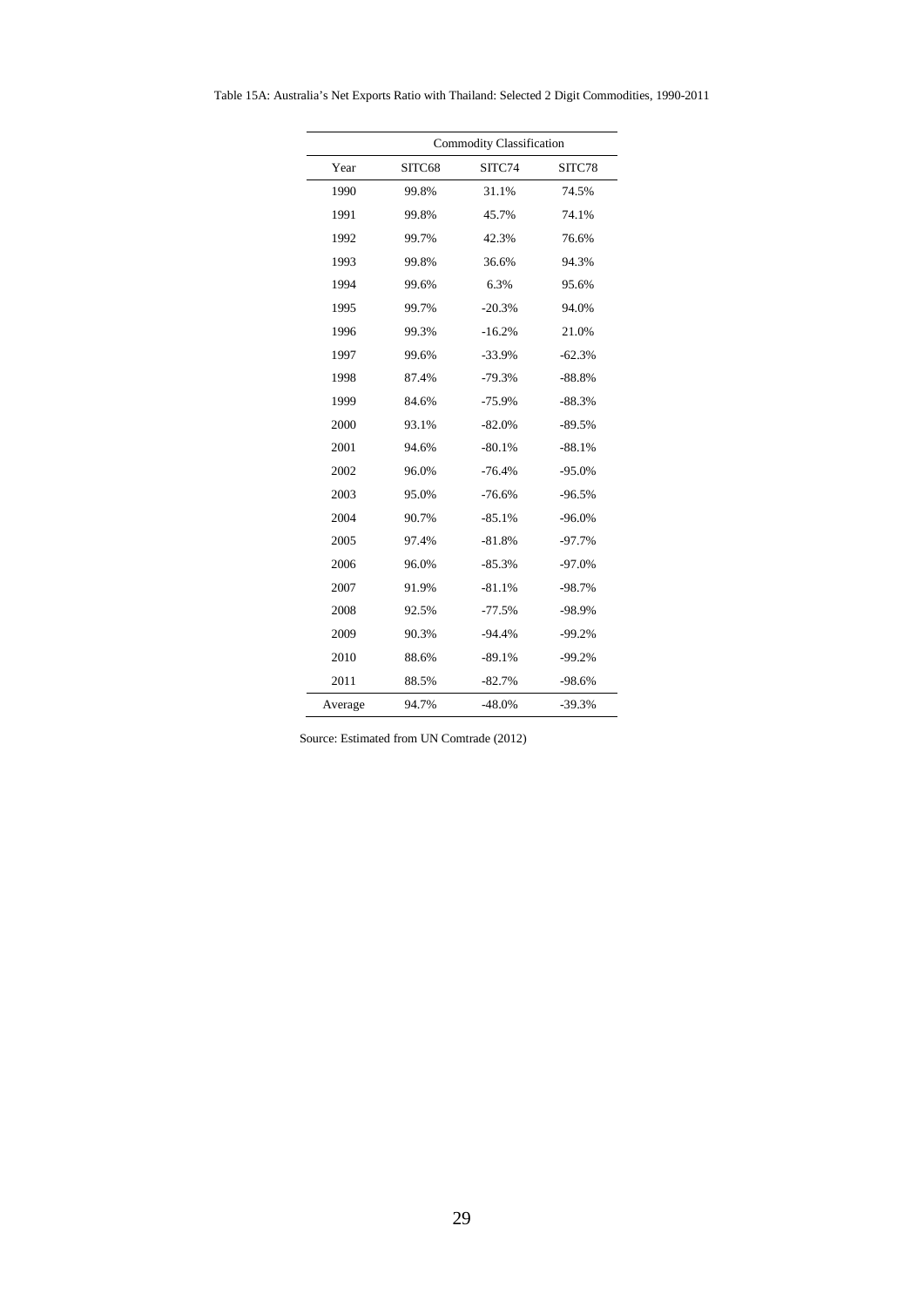Table 15A: Australia's Net Exports Ratio with Thailand: Selected 2 Digit Commodities, 1990-2011

| | Commodity Classification | | |
|---|---|---|---|
| Year | SITC68 | SITC74 | SITC78 |
| 1990 | 99.8% | 31.1% | 74.5% |
| 1991 | 99.8% | 45.7% | 74.1% |
| 1992 | 99.7% | 42.3% | 76.6% |
| 1993 | 99.8% | 36.6% | 94.3% |
| 1994 | 99.6% | 6.3% | 95.6% |
| 1995 | 99.7% | -20.3% | 94.0% |
| 1996 | 99.3% | -16.2% | 21.0% |
| 1997 | 99.6% | -33.9% | -62.3% |
| 1998 | 87.4% | -79.3% | -88.8% |
| 1999 | 84.6% | -75.9% | -88.3% |
| 2000 | 93.1% | -82.0% | -89.5% |
| 2001 | 94.6% | -80.1% | -88.1% |
| 2002 | 96.0% | -76.4% | -95.0% |
| 2003 | 95.0% | -76.6% | -96.5% |
| 2004 | 90.7% | -85.1% | -96.0% |
| 2005 | 97.4% | -81.8% | -97.7% |
| 2006 | 96.0% | -85.3% | -97.0% |
| 2007 | 91.9% | -81.1% | -98.7% |
| 2008 | 92.5% | -77.5% | -98.9% |
| 2009 | 90.3% | -94.4% | -99.2% |
| 2010 | 88.6% | -89.1% | -99.2% |
| 2011 | 88.5% | -82.7% | -98.6% |
| Average | 94.7% | -48.0% | -39.3% |

Source: Estimated from UN Comtrade (2012)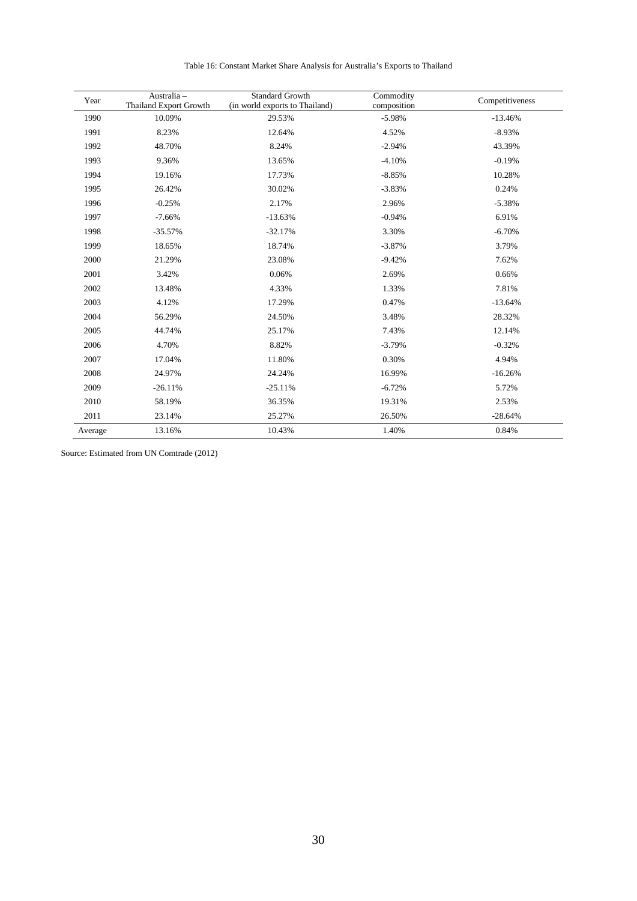Table 16: Constant Market Share Analysis for Australia's Exports to Thailand

| Year | Australia – Thailand Export Growth | Standard Growth (in world exports to Thailand) | Commodity composition | Competitiveness |
|---|---|---|---|---|
| 1990 | 10.09% | 29.53% | -5.98% | -13.46% |
| 1991 | 8.23% | 12.64% | 4.52% | -8.93% |
| 1992 | 48.70% | 8.24% | -2.94% | 43.39% |
| 1993 | 9.36% | 13.65% | -4.10% | -0.19% |
| 1994 | 19.16% | 17.73% | -8.85% | 10.28% |
| 1995 | 26.42% | 30.02% | -3.83% | 0.24% |
| 1996 | -0.25% | 2.17% | 2.96% | -5.38% |
| 1997 | -7.66% | -13.63% | -0.94% | 6.91% |
| 1998 | -35.57% | -32.17% | 3.30% | -6.70% |
| 1999 | 18.65% | 18.74% | -3.87% | 3.79% |
| 2000 | 21.29% | 23.08% | -9.42% | 7.62% |
| 2001 | 3.42% | 0.06% | 2.69% | 0.66% |
| 2002 | 13.48% | 4.33% | 1.33% | 7.81% |
| 2003 | 4.12% | 17.29% | 0.47% | -13.64% |
| 2004 | 56.29% | 24.50% | 3.48% | 28.32% |
| 2005 | 44.74% | 25.17% | 7.43% | 12.14% |
| 2006 | 4.70% | 8.82% | -3.79% | -0.32% |
| 2007 | 17.04% | 11.80% | 0.30% | 4.94% |
| 2008 | 24.97% | 24.24% | 16.99% | -16.26% |
| 2009 | -26.11% | -25.11% | -6.72% | 5.72% |
| 2010 | 58.19% | 36.35% | 19.31% | 2.53% |
| 2011 | 23.14% | 25.27% | 26.50% | -28.64% |
| Average | 13.16% | 10.43% | 1.40% | 0.84% |

Source: Estimated from UN Comtrade (2012)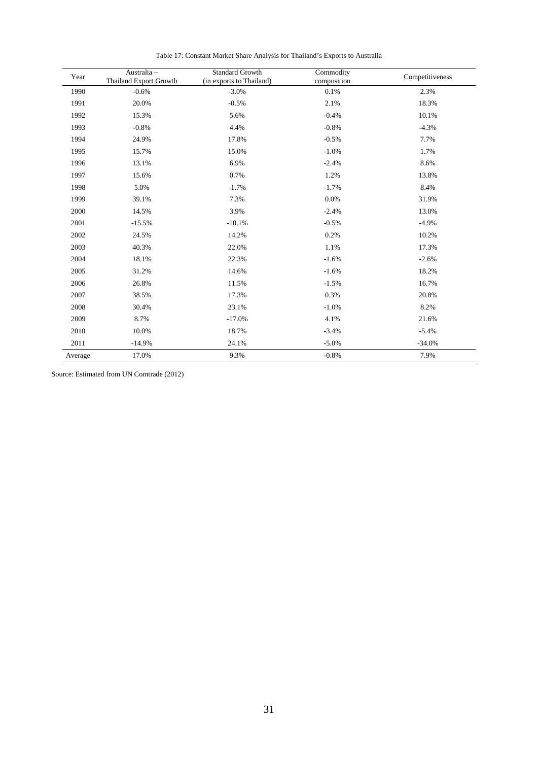Table 17: Constant Market Share Analysis for Thailand's Exports to Australia

| Year | Australia – Thailand Export Growth | Standard Growth (in exports to Thailand) | Commodity composition | Competitiveness |
|---|---|---|---|---|
| 1990 | -0.6% | -3.0% | 0.1% | 2.3% |
| 1991 | 20.0% | -0.5% | 2.1% | 18.3% |
| 1992 | 15.3% | 5.6% | -0.4% | 10.1% |
| 1993 | -0.8% | 4.4% | -0.8% | -4.3% |
| 1994 | 24.9% | 17.8% | -0.5% | 7.7% |
| 1995 | 15.7% | 15.0% | -1.0% | 1.7% |
| 1996 | 13.1% | 6.9% | -2.4% | 8.6% |
| 1997 | 15.6% | 0.7% | 1.2% | 13.8% |
| 1998 | 5.0% | -1.7% | -1.7% | 8.4% |
| 1999 | 39.1% | 7.3% | 0.0% | 31.9% |
| 2000 | 14.5% | 3.9% | -2.4% | 13.0% |
| 2001 | -15.5% | -10.1% | -0.5% | -4.9% |
| 2002 | 24.5% | 14.2% | 0.2% | 10.2% |
| 2003 | 40.3% | 22.0% | 1.1% | 17.3% |
| 2004 | 18.1% | 22.3% | -1.6% | -2.6% |
| 2005 | 31.2% | 14.6% | -1.6% | 18.2% |
| 2006 | 26.8% | 11.5% | -1.5% | 16.7% |
| 2007 | 38.5% | 17.3% | 0.3% | 20.8% |
| 2008 | 30.4% | 23.1% | -1.0% | 8.2% |
| 2009 | 8.7% | -17.0% | 4.1% | 21.6% |
| 2010 | 10.0% | 18.7% | -3.4% | -5.4% |
| 2011 | -14.9% | 24.1% | -5.0% | -34.0% |
| Average | 17.0% | 9.3% | -0.8% | 7.9% |

Source: Estimated from UN Comtrade (2012)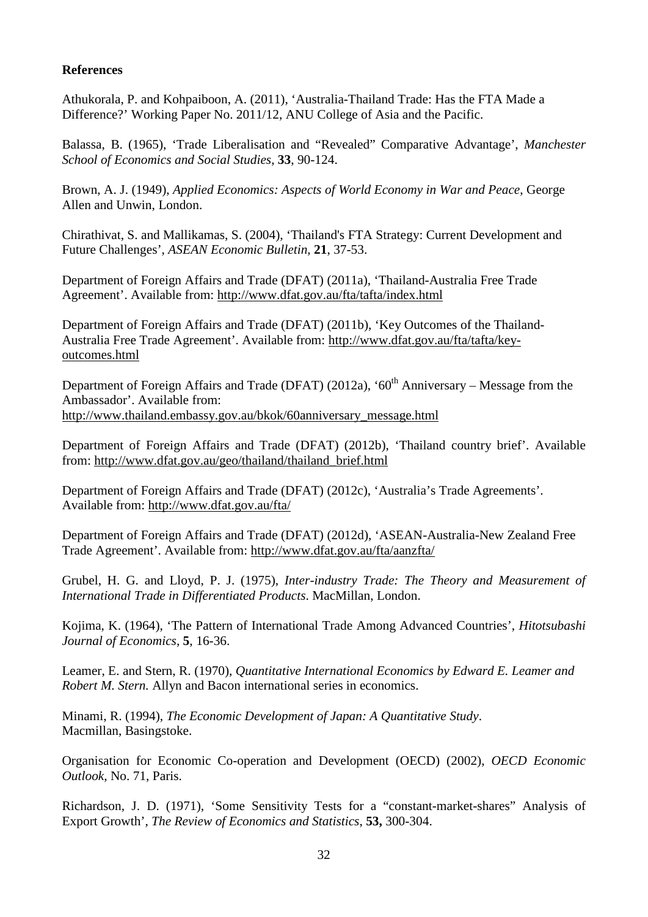**References**

Athukorala, P. and Kohpaiboon, A. (2011), 'Australia-Thailand Trade: Has the FTA Made a Difference?' Working Paper No. 2011/12, ANU College of Asia and the Pacific.

Balassa, B. (1965), 'Trade Liberalisation and "Revealed" Comparative Advantage', *Manchester School of Economics and Social Studies*, **33**, 90-124.

Brown, A. J. (1949), *Applied Economics: Aspects of World Economy in War and Peace*, George Allen and Unwin, London.

Chirathivat, S. and Mallikamas, S. (2004), 'Thailand's FTA Strategy: Current Development and Future Challenges', *ASEAN Economic Bulletin*, **21**, 37-53.

Department of Foreign Affairs and Trade (DFAT) (2011a), 'Thailand-Australia Free Trade Agreement'. Available from: http://www.dfat.gov.au/fta/tafta/index.html

Department of Foreign Affairs and Trade (DFAT) (2011b), 'Key Outcomes of the Thailand-Australia Free Trade Agreement'. Available from: http://www.dfat.gov.au/fta/tafta/key-outcomes.html

Department of Foreign Affairs and Trade (DFAT) (2012a), '60th Anniversary – Message from the Ambassador'. Available from: http://www.thailand.embassy.gov.au/bkok/60anniversary_message.html

Department of Foreign Affairs and Trade (DFAT) (2012b), 'Thailand country brief'. Available from: http://www.dfat.gov.au/geo/thailand/thailand_brief.html

Department of Foreign Affairs and Trade (DFAT) (2012c), 'Australia's Trade Agreements'. Available from: http://www.dfat.gov.au/fta/

Department of Foreign Affairs and Trade (DFAT) (2012d), 'ASEAN-Australia-New Zealand Free Trade Agreement'. Available from: http://www.dfat.gov.au/fta/aanzfta/

Grubel, H. G. and Lloyd, P. J. (1975), *Inter-industry Trade: The Theory and Measurement of International Trade in Differentiated Products*. MacMillan, London.

Kojima, K. (1964), 'The Pattern of International Trade Among Advanced Countries', *Hitotsubashi Journal of Economics*, **5**, 16-36.

Leamer, E. and Stern, R. (1970), *Quantitative International Economics by Edward E. Leamer and Robert M. Stern.* Allyn and Bacon international series in economics.

Minami, R. (1994), *The Economic Development of Japan: A Quantitative Study*. Macmillan, Basingstoke.

Organisation for Economic Co-operation and Development (OECD) (2002), *OECD Economic Outlook*, No. 71, Paris.

Richardson, J. D. (1971), 'Some Sensitivity Tests for a "constant-market-shares" Analysis of Export Growth', *The Review of Economics and Statistics*, **53,** 300-304.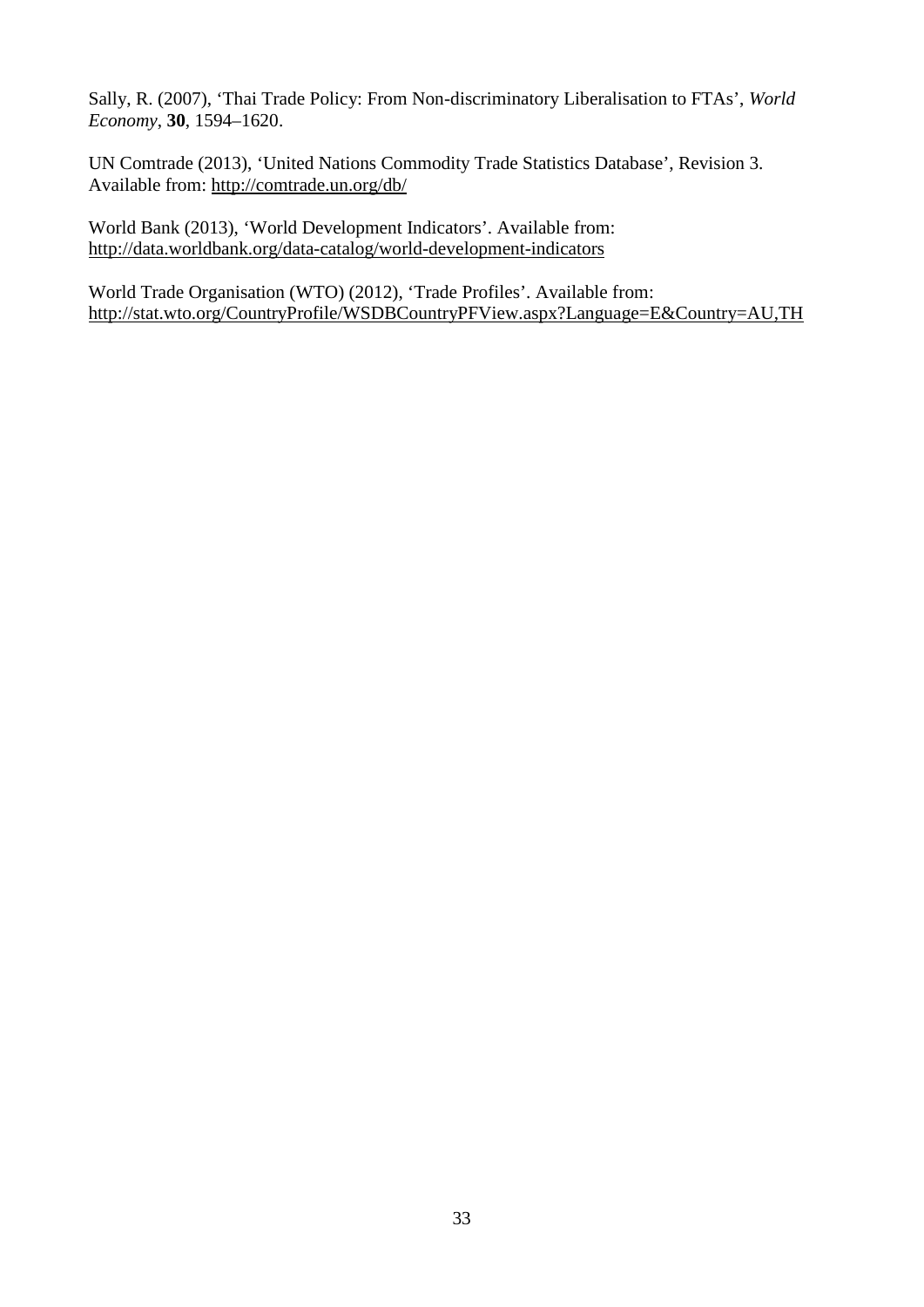Sally, R. (2007), 'Thai Trade Policy: From Non-discriminatory Liberalisation to FTAs', *World Economy*, **30**, 1594–1620.

UN Comtrade (2013), 'United Nations Commodity Trade Statistics Database', Revision 3. Available from: http://comtrade.un.org/db/

World Bank (2013), 'World Development Indicators'. Available from: http://data.worldbank.org/data-catalog/world-development-indicators

World Trade Organisation (WTO) (2012), 'Trade Profiles'. Available from: http://stat.wto.org/CountryProfile/WSDBCountryPFView.aspx?Language=E&Country=AU,TH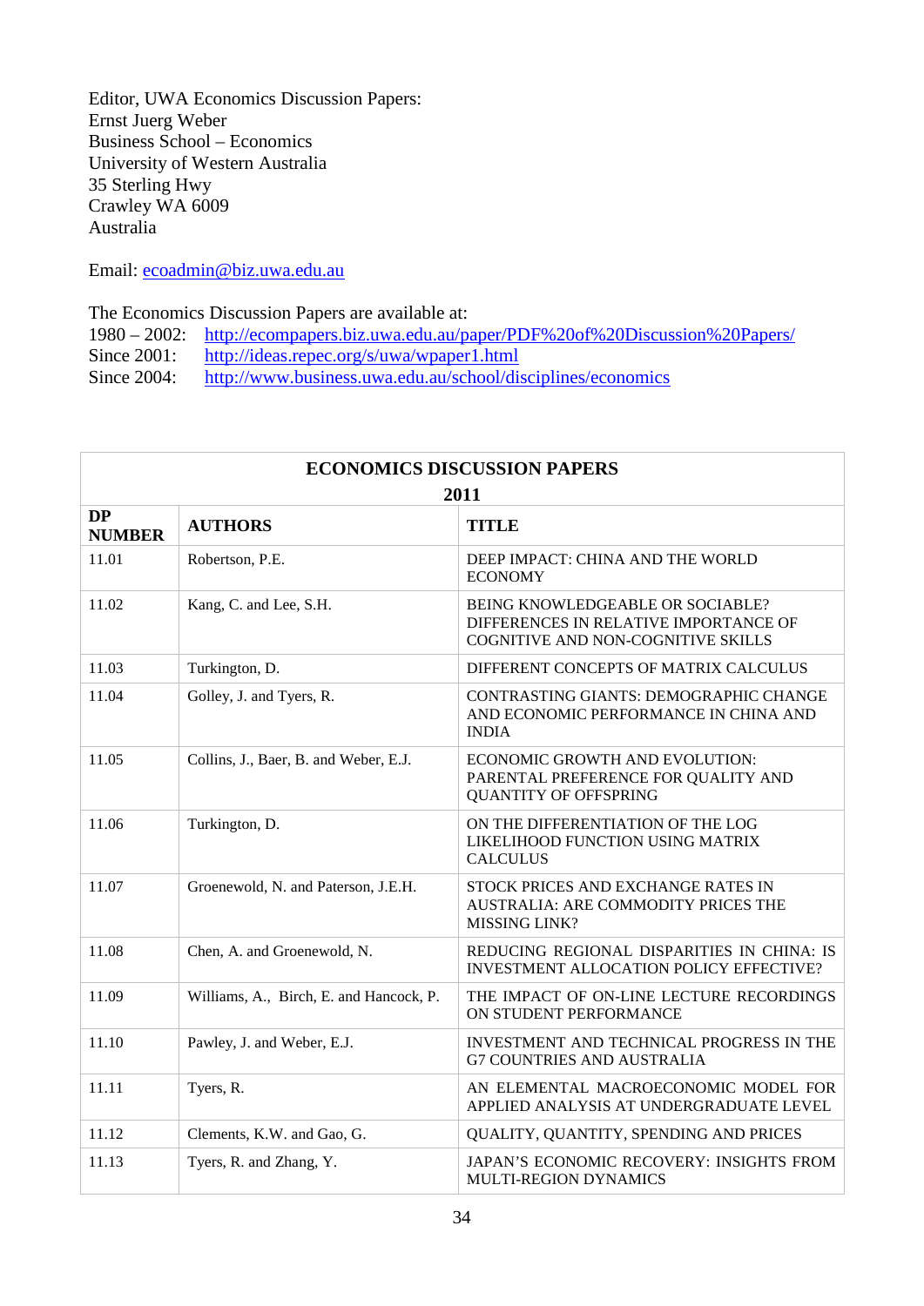Editor, UWA Economics Discussion Papers:
Ernst Juerg Weber
Business School – Economics
University of Western Australia
35 Sterling Hwy
Crawley WA 6009
Australia

Email: ecoadmin@biz.uwa.edu.au

The Economics Discussion Papers are available at:
1980 – 2002: http://ecompapers.biz.uwa.edu.au/paper/PDF%20of%20Discussion%20Papers/
Since 2001: http://ideas.repec.org/s/uwa/wpaper1.html
Since 2004: http://www.business.uwa.edu.au/school/disciplines/economics

| ECONOMICS DISCUSSION PAPERS 2011 | | |
|---|---|---|
| **DP NUMBER** | **AUTHORS** | **TITLE** |
| 11.01 | Robertson, P.E. | DEEP IMPACT: CHINA AND THE WORLD ECONOMY |
| 11.02 | Kang, C. and Lee, S.H. | BEING KNOWLEDGEABLE OR SOCIABLE? DIFFERENCES IN RELATIVE IMPORTANCE OF COGNITIVE AND NON-COGNITIVE SKILLS |
| 11.03 | Turkington, D. | DIFFERENT CONCEPTS OF MATRIX CALCULUS |
| 11.04 | Golley, J. and Tyers, R. | CONTRASTING GIANTS: DEMOGRAPHIC CHANGE AND ECONOMIC PERFORMANCE IN CHINA AND INDIA |
| 11.05 | Collins, J., Baer, B. and Weber, E.J. | ECONOMIC GROWTH AND EVOLUTION: PARENTAL PREFERENCE FOR QUALITY AND QUANTITY OF OFFSPRING |
| 11.06 | Turkington, D. | ON THE DIFFERENTIATION OF THE LOG LIKELIHOOD FUNCTION USING MATRIX CALCULUS |
| 11.07 | Groenewold, N. and Paterson, J.E.H. | STOCK PRICES AND EXCHANGE RATES IN AUSTRALIA: ARE COMMODITY PRICES THE MISSING LINK? |
| 11.08 | Chen, A. and Groenewold, N. | REDUCING REGIONAL DISPARITIES IN CHINA: IS INVESTMENT ALLOCATION POLICY EFFECTIVE? |
| 11.09 | Williams, A., Birch, E. and Hancock, P. | THE IMPACT OF ON-LINE LECTURE RECORDINGS ON STUDENT PERFORMANCE |
| 11.10 | Pawley, J. and Weber, E.J. | INVESTMENT AND TECHNICAL PROGRESS IN THE G7 COUNTRIES AND AUSTRALIA |
| 11.11 | Tyers, R. | AN ELEMENTAL MACROECONOMIC MODEL FOR APPLIED ANALYSIS AT UNDERGRADUATE LEVEL |
| 11.12 | Clements, K.W. and Gao, G. | QUALITY, QUANTITY, SPENDING AND PRICES |
| 11.13 | Tyers, R. and Zhang, Y. | JAPAN'S ECONOMIC RECOVERY: INSIGHTS FROM MULTI-REGION DYNAMICS |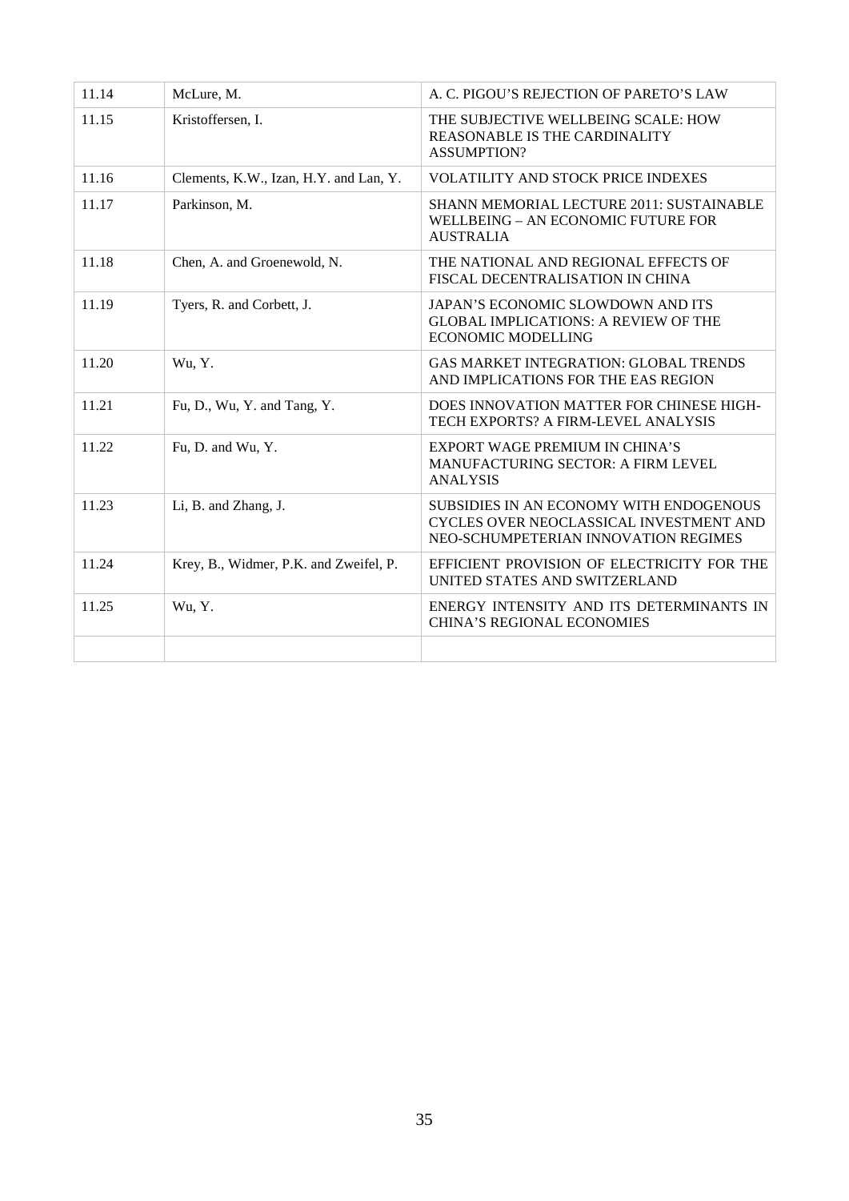| 11.14 | McLure, M. | A. C. PIGOU'S REJECTION OF PARETO'S LAW |
|---|---|---|
| 11.15 | Kristoffersen, I. | THE SUBJECTIVE WELLBEING SCALE: HOW REASONABLE IS THE CARDINALITY ASSUMPTION? |
| 11.16 | Clements, K.W., Izan, H.Y. and Lan, Y. | VOLATILITY AND STOCK PRICE INDEXES |
| 11.17 | Parkinson, M. | SHANN MEMORIAL LECTURE 2011: SUSTAINABLE WELLBEING – AN ECONOMIC FUTURE FOR AUSTRALIA |
| 11.18 | Chen, A. and Groenewold, N. | THE NATIONAL AND REGIONAL EFFECTS OF FISCAL DECENTRALISATION IN CHINA |
| 11.19 | Tyers, R. and Corbett, J. | JAPAN'S ECONOMIC SLOWDOWN AND ITS GLOBAL IMPLICATIONS: A REVIEW OF THE ECONOMIC MODELLING |
| 11.20 | Wu, Y. | GAS MARKET INTEGRATION: GLOBAL TRENDS AND IMPLICATIONS FOR THE EAS REGION |
| 11.21 | Fu, D., Wu, Y. and Tang, Y. | DOES INNOVATION MATTER FOR CHINESE HIGH-TECH EXPORTS? A FIRM-LEVEL ANALYSIS |
| 11.22 | Fu, D. and Wu, Y. | EXPORT WAGE PREMIUM IN CHINA'S MANUFACTURING SECTOR: A FIRM LEVEL ANALYSIS |
| 11.23 | Li, B. and Zhang, J. | SUBSIDIES IN AN ECONOMY WITH ENDOGENOUS CYCLES OVER NEOCLASSICAL INVESTMENT AND NEO-SCHUMPETERIAN INNOVATION REGIMES |
| 11.24 | Krey, B., Widmer, P.K. and Zweifel, P. | EFFICIENT PROVISION OF ELECTRICITY FOR THE UNITED STATES AND SWITZERLAND |
| 11.25 | Wu, Y. | ENERGY INTENSITY AND ITS DETERMINANTS IN CHINA'S REGIONAL ECONOMIES |
| | | |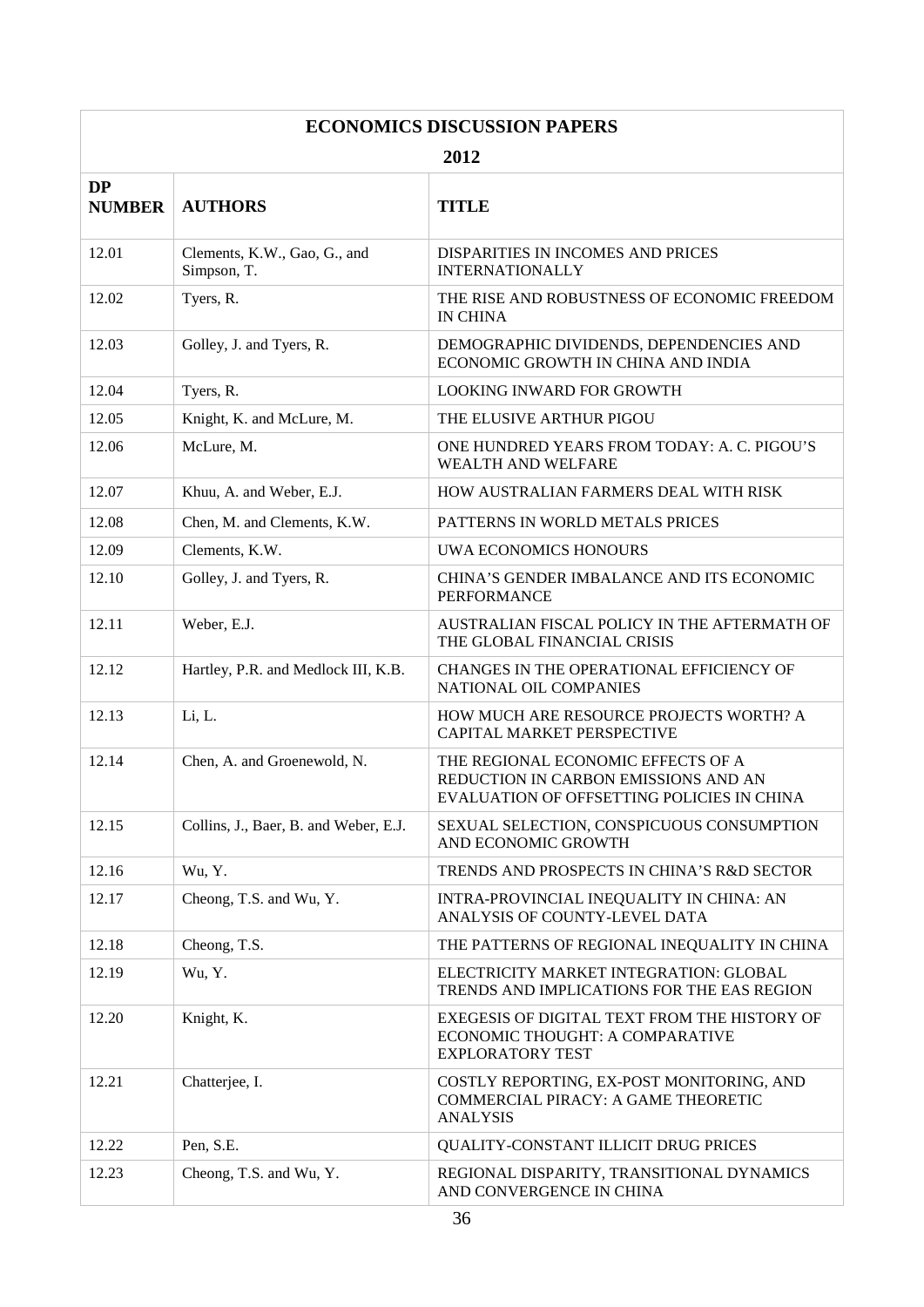## ECONOMICS DISCUSSION PAPERS

### 2012

| DP NUMBER | AUTHORS | TITLE |
|---|---|---|
| 12.01 | Clements, K.W., Gao, G., and Simpson, T. | DISPARITIES IN INCOMES AND PRICES INTERNATIONALLY |
| 12.02 | Tyers, R. | THE RISE AND ROBUSTNESS OF ECONOMIC FREEDOM IN CHINA |
| 12.03 | Golley, J. and Tyers, R. | DEMOGRAPHIC DIVIDENDS, DEPENDENCIES AND ECONOMIC GROWTH IN CHINA AND INDIA |
| 12.04 | Tyers, R. | LOOKING INWARD FOR GROWTH |
| 12.05 | Knight, K. and McLure, M. | THE ELUSIVE ARTHUR PIGOU |
| 12.06 | McLure, M. | ONE HUNDRED YEARS FROM TODAY: A. C. PIGOU'S WEALTH AND WELFARE |
| 12.07 | Khuu, A. and Weber, E.J. | HOW AUSTRALIAN FARMERS DEAL WITH RISK |
| 12.08 | Chen, M. and Clements, K.W. | PATTERNS IN WORLD METALS PRICES |
| 12.09 | Clements, K.W. | UWA ECONOMICS HONOURS |
| 12.10 | Golley, J. and Tyers, R. | CHINA'S GENDER IMBALANCE AND ITS ECONOMIC PERFORMANCE |
| 12.11 | Weber, E.J. | AUSTRALIAN FISCAL POLICY IN THE AFTERMATH OF THE GLOBAL FINANCIAL CRISIS |
| 12.12 | Hartley, P.R. and Medlock III, K.B. | CHANGES IN THE OPERATIONAL EFFICIENCY OF NATIONAL OIL COMPANIES |
| 12.13 | Li, L. | HOW MUCH ARE RESOURCE PROJECTS WORTH? A CAPITAL MARKET PERSPECTIVE |
| 12.14 | Chen, A. and Groenewold, N. | THE REGIONAL ECONOMIC EFFECTS OF A REDUCTION IN CARBON EMISSIONS AND AN EVALUATION OF OFFSETTING POLICIES IN CHINA |
| 12.15 | Collins, J., Baer, B. and Weber, E.J. | SEXUAL SELECTION, CONSPICUOUS CONSUMPTION AND ECONOMIC GROWTH |
| 12.16 | Wu, Y. | TRENDS AND PROSPECTS IN CHINA'S R&D SECTOR |
| 12.17 | Cheong, T.S. and Wu, Y. | INTRA-PROVINCIAL INEQUALITY IN CHINA: AN ANALYSIS OF COUNTY-LEVEL DATA |
| 12.18 | Cheong, T.S. | THE PATTERNS OF REGIONAL INEQUALITY IN CHINA |
| 12.19 | Wu, Y. | ELECTRICITY MARKET INTEGRATION: GLOBAL TRENDS AND IMPLICATIONS FOR THE EAS REGION |
| 12.20 | Knight, K. | EXEGESIS OF DIGITAL TEXT FROM THE HISTORY OF ECONOMIC THOUGHT: A COMPARATIVE EXPLORATORY TEST |
| 12.21 | Chatterjee, I. | COSTLY REPORTING, EX-POST MONITORING, AND COMMERCIAL PIRACY: A GAME THEORETIC ANALYSIS |
| 12.22 | Pen, S.E. | QUALITY-CONSTANT ILLICIT DRUG PRICES |
| 12.23 | Cheong, T.S. and Wu, Y. | REGIONAL DISPARITY, TRANSITIONAL DYNAMICS AND CONVERGENCE IN CHINA |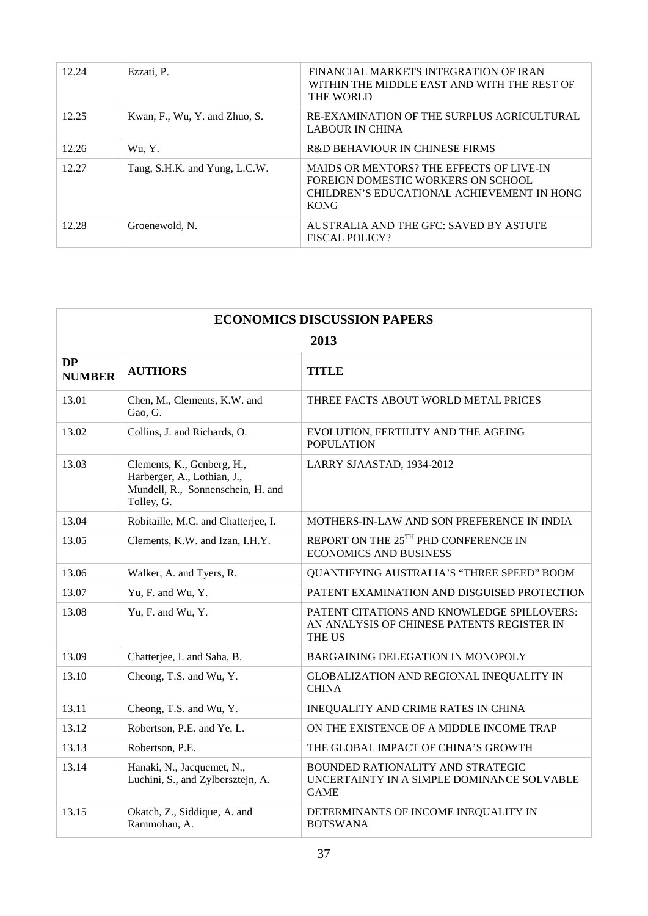| | | |
|---|---|---|
| 12.24 | Ezzati, P. | FINANCIAL MARKETS INTEGRATION OF IRAN WITHIN THE MIDDLE EAST AND WITH THE REST OF THE WORLD |
| 12.25 | Kwan, F., Wu, Y. and Zhuo, S. | RE-EXAMINATION OF THE SURPLUS AGRICULTURAL LABOUR IN CHINA |
| 12.26 | Wu, Y. | R&D BEHAVIOUR IN CHINESE FIRMS |
| 12.27 | Tang, S.H.K. and Yung, L.C.W. | MAIDS OR MENTORS? THE EFFECTS OF LIVE-IN FOREIGN DOMESTIC WORKERS ON SCHOOL CHILDREN'S EDUCATIONAL ACHIEVEMENT IN HONG KONG |
| 12.28 | Groenewold, N. | AUSTRALIA AND THE GFC: SAVED BY ASTUTE FISCAL POLICY? |

## ECONOMICS DISCUSSION PAPERS

### 2013

| DP NUMBER | AUTHORS | TITLE |
|---|---|---|
| 13.01 | Chen, M., Clements, K.W. and Gao, G. | THREE FACTS ABOUT WORLD METAL PRICES |
| 13.02 | Collins, J. and Richards, O. | EVOLUTION, FERTILITY AND THE AGEING POPULATION |
| 13.03 | Clements, K., Genberg, H., Harberger, A., Lothian, J., Mundell, R., Sonnenschein, H. and Tolley, G. | LARRY SJAASTAD, 1934-2012 |
| 13.04 | Robitaille, M.C. and Chatterjee, I. | MOTHERS-IN-LAW AND SON PREFERENCE IN INDIA |
| 13.05 | Clements, K.W. and Izan, I.H.Y. | REPORT ON THE 25TH PHD CONFERENCE IN ECONOMICS AND BUSINESS |
| 13.06 | Walker, A. and Tyers, R. | QUANTIFYING AUSTRALIA'S "THREE SPEED" BOOM |
| 13.07 | Yu, F. and Wu, Y. | PATENT EXAMINATION AND DISGUISED PROTECTION |
| 13.08 | Yu, F. and Wu, Y. | PATENT CITATIONS AND KNOWLEDGE SPILLOVERS: AN ANALYSIS OF CHINESE PATENTS REGISTER IN THE US |
| 13.09 | Chatterjee, I. and Saha, B. | BARGAINING DELEGATION IN MONOPOLY |
| 13.10 | Cheong, T.S. and Wu, Y. | GLOBALIZATION AND REGIONAL INEQUALITY IN CHINA |
| 13.11 | Cheong, T.S. and Wu, Y. | INEQUALITY AND CRIME RATES IN CHINA |
| 13.12 | Robertson, P.E. and Ye, L. | ON THE EXISTENCE OF A MIDDLE INCOME TRAP |
| 13.13 | Robertson, P.E. | THE GLOBAL IMPACT OF CHINA'S GROWTH |
| 13.14 | Hanaki, N., Jacquemet, N., Luchini, S., and Zylbersztejn, A. | BOUNDED RATIONALITY AND STRATEGIC UNCERTAINTY IN A SIMPLE DOMINANCE SOLVABLE GAME |
| 13.15 | Okatch, Z., Siddique, A. and Rammohan, A. | DETERMINANTS OF INCOME INEQUALITY IN BOTSWANA |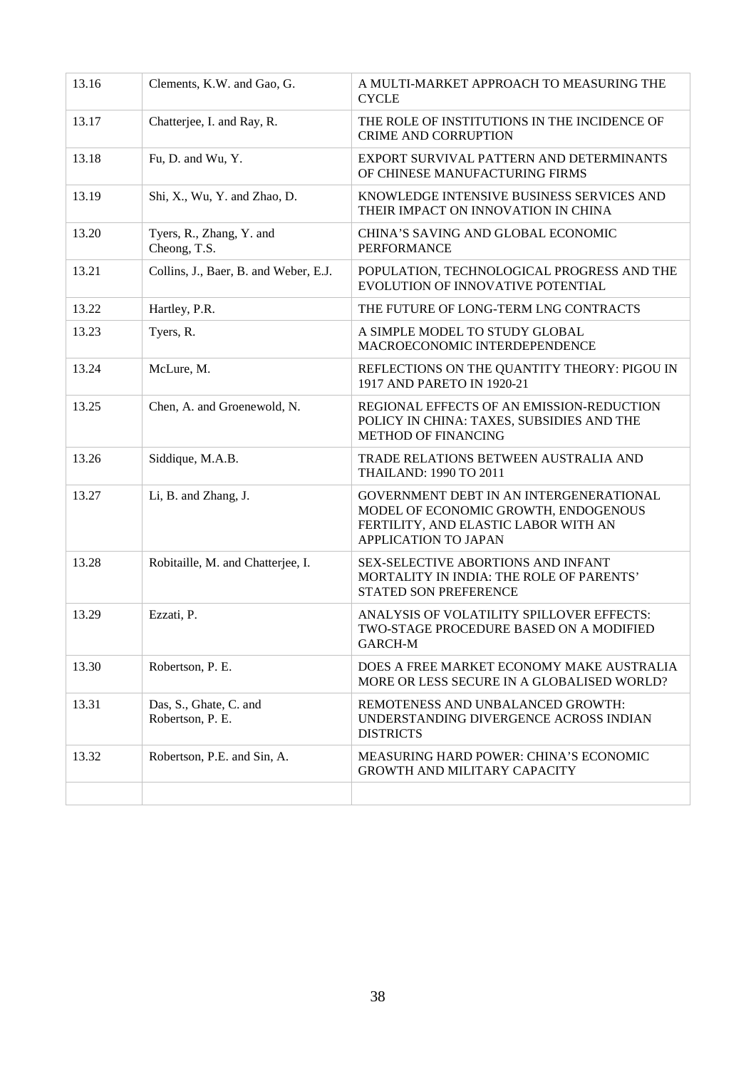| | | |
|---|---|---|
| 13.16 | Clements, K.W. and Gao, G. | A MULTI-MARKET APPROACH TO MEASURING THE CYCLE |
| 13.17 | Chatterjee, I. and Ray, R. | THE ROLE OF INSTITUTIONS IN THE INCIDENCE OF CRIME AND CORRUPTION |
| 13.18 | Fu, D. and Wu, Y. | EXPORT SURVIVAL PATTERN AND DETERMINANTS OF CHINESE MANUFACTURING FIRMS |
| 13.19 | Shi, X., Wu, Y. and Zhao, D. | KNOWLEDGE INTENSIVE BUSINESS SERVICES AND THEIR IMPACT ON INNOVATION IN CHINA |
| 13.20 | Tyers, R., Zhang, Y. and Cheong, T.S. | CHINA'S SAVING AND GLOBAL ECONOMIC PERFORMANCE |
| 13.21 | Collins, J., Baer, B. and Weber, E.J. | POPULATION, TECHNOLOGICAL PROGRESS AND THE EVOLUTION OF INNOVATIVE POTENTIAL |
| 13.22 | Hartley, P.R. | THE FUTURE OF LONG-TERM LNG CONTRACTS |
| 13.23 | Tyers, R. | A SIMPLE MODEL TO STUDY GLOBAL MACROECONOMIC INTERDEPENDENCE |
| 13.24 | McLure, M. | REFLECTIONS ON THE QUANTITY THEORY: PIGOU IN 1917 AND PARETO IN 1920-21 |
| 13.25 | Chen, A. and Groenewold, N. | REGIONAL EFFECTS OF AN EMISSION-REDUCTION POLICY IN CHINA: TAXES, SUBSIDIES AND THE METHOD OF FINANCING |
| 13.26 | Siddique, M.A.B. | TRADE RELATIONS BETWEEN AUSTRALIA AND THAILAND: 1990 TO 2011 |
| 13.27 | Li, B. and Zhang, J. | GOVERNMENT DEBT IN AN INTERGENERATIONAL MODEL OF ECONOMIC GROWTH, ENDOGENOUS FERTILITY, AND ELASTIC LABOR WITH AN APPLICATION TO JAPAN |
| 13.28 | Robitaille, M. and Chatterjee, I. | SEX-SELECTIVE ABORTIONS AND INFANT MORTALITY IN INDIA: THE ROLE OF PARENTS' STATED SON PREFERENCE |
| 13.29 | Ezzati, P. | ANALYSIS OF VOLATILITY SPILLOVER EFFECTS: TWO-STAGE PROCEDURE BASED ON A MODIFIED GARCH-M |
| 13.30 | Robertson, P. E. | DOES A FREE MARKET ECONOMY MAKE AUSTRALIA MORE OR LESS SECURE IN A GLOBALISED WORLD? |
| 13.31 | Das, S., Ghate, C. and Robertson, P. E. | REMOTENESS AND UNBALANCED GROWTH: UNDERSTANDING DIVERGENCE ACROSS INDIAN DISTRICTS |
| 13.32 | Robertson, P.E. and Sin, A. | MEASURING HARD POWER: CHINA'S ECONOMIC GROWTH AND MILITARY CAPACITY |
| | | |